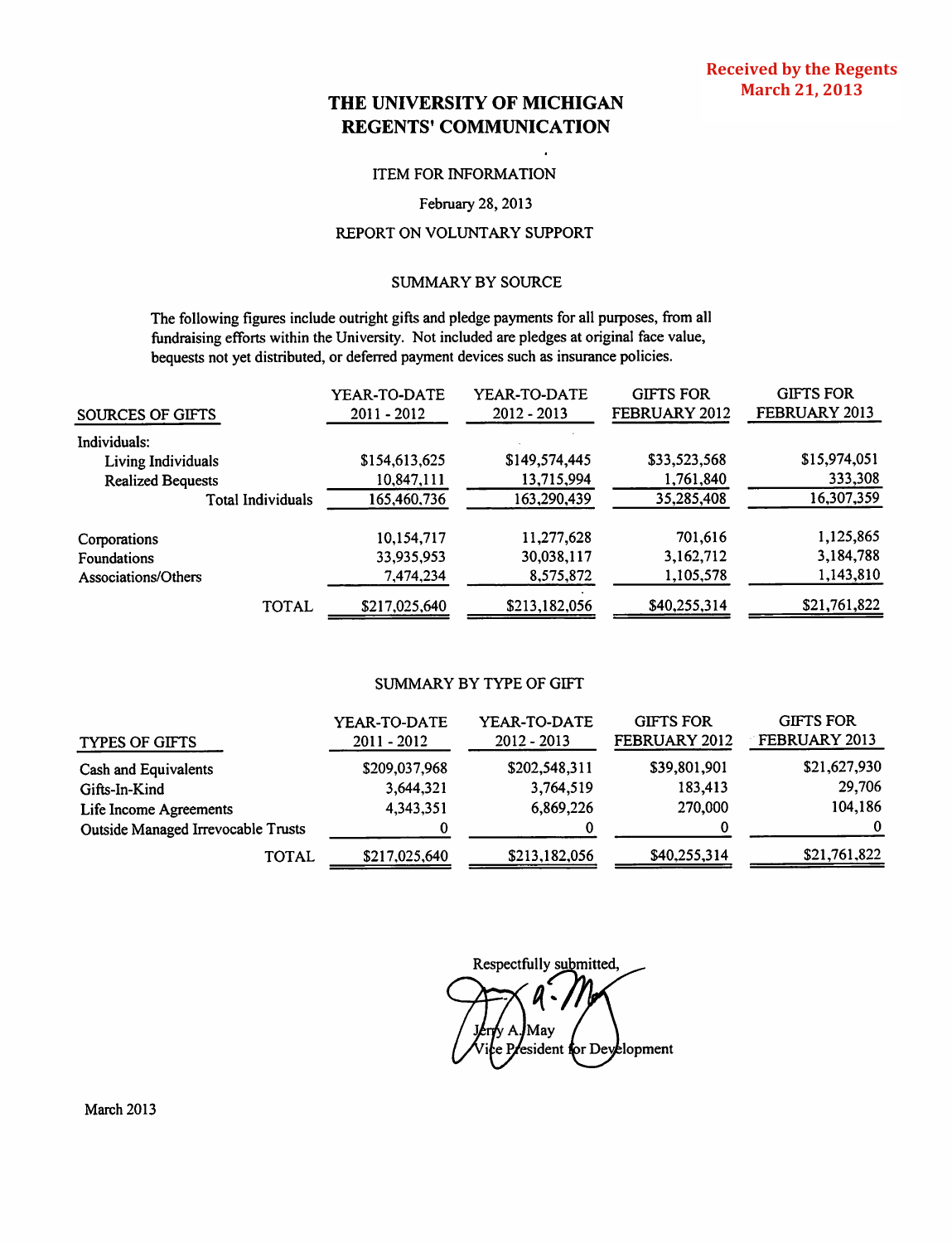Received by the Regents
March 21, 2013

# THE UNIVERSITY OF MICHIGAN
# REGENTS' COMMUNICATION

ITEM FOR INFORMATION

February 28, 2013

REPORT ON VOLUNTARY SUPPORT

## SUMMARY BY SOURCE

The following figures include outright gifts and pledge payments for all purposes, from all fundraising efforts within the University. Not included are pledges at original face value, bequests not yet distributed, or deferred payment devices such as insurance policies.

| SOURCES OF GIFTS | YEAR-TO-DATE 2011 - 2012 | YEAR-TO-DATE 2012 - 2013 | GIFTS FOR FEBRUARY 2012 | GIFTS FOR FEBRUARY 2013 |
|---|---|---|---|---|
| Individuals: | | | | |
| Living Individuals | $154,613,625 | $149,574,445 | $33,523,568 | $15,974,051 |
| Realized Bequests | 10,847,111 | 13,715,994 | 1,761,840 | 333,308 |
| Total Individuals | 165,460,736 | 163,290,439 | 35,285,408 | 16,307,359 |
| Corporations | 10,154,717 | 11,277,628 | 701,616 | 1,125,865 |
| Foundations | 33,935,953 | 30,038,117 | 3,162,712 | 3,184,788 |
| Associations/Others | 7,474,234 | 8,575,872 | 1,105,578 | 1,143,810 |
| TOTAL | $217,025,640 | $213,182,056 | $40,255,314 | $21,761,822 |

## SUMMARY BY TYPE OF GIFT

| TYPES OF GIFTS | YEAR-TO-DATE 2011 - 2012 | YEAR-TO-DATE 2012 - 2013 | GIFTS FOR FEBRUARY 2012 | GIFTS FOR FEBRUARY 2013 |
|---|---|---|---|---|
| Cash and Equivalents | $209,037,968 | $202,548,311 | $39,801,901 | $21,627,930 |
| Gifts-In-Kind | 3,644,321 | 3,764,519 | 183,413 | 29,706 |
| Life Income Agreements | 4,343,351 | 6,869,226 | 270,000 | 104,186 |
| Outside Managed Irrevocable Trusts | 0 | 0 | 0 | 0 |
| TOTAL | $217,025,640 | $213,182,056 | $40,255,314 | $21,761,822 |

Respectfully submitted,

Jerry A. May
Vice President for Development

March 2013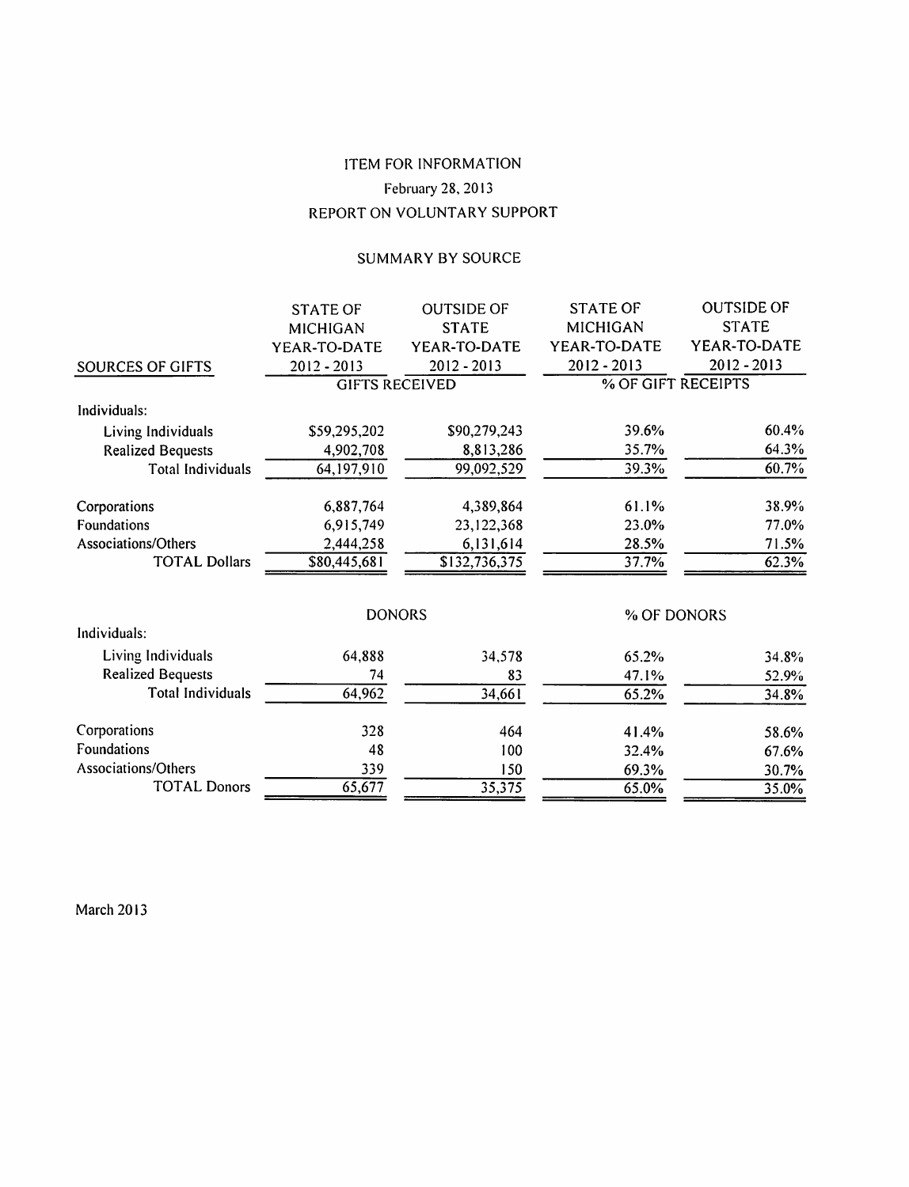# ITEM FOR INFORMATION

February 28, 2013

## REPORT ON VOLUNTARY SUPPORT

### SUMMARY BY SOURCE

| SOURCES OF GIFTS | STATE OF MICHIGAN YEAR-TO-DATE 2012 - 2013 | OUTSIDE OF STATE YEAR-TO-DATE 2012 - 2013 | STATE OF MICHIGAN YEAR-TO-DATE 2012 - 2013 | OUTSIDE OF STATE YEAR-TO-DATE 2012 - 2013 |
|---|---|---|---|---|
| | GIFTS RECEIVED | | % OF GIFT RECEIPTS | |
| Individuals: | | | | |
| Living Individuals | $59,295,202 | $90,279,243 | 39.6% | 60.4% |
| Realized Bequests | 4,902,708 | 8,813,286 | 35.7% | 64.3% |
| Total Individuals | 64,197,910 | 99,092,529 | 39.3% | 60.7% |
| Corporations | 6,887,764 | 4,389,864 | 61.1% | 38.9% |
| Foundations | 6,915,749 | 23,122,368 | 23.0% | 77.0% |
| Associations/Others | 2,444,258 | 6,131,614 | 28.5% | 71.5% |
| TOTAL Dollars | $80,445,681 | $132,736,375 | 37.7% | 62.3% |
| | DONORS | | % OF DONORS | |
| Individuals: | | | | |
| Living Individuals | 64,888 | 34,578 | 65.2% | 34.8% |
| Realized Bequests | 74 | 83 | 47.1% | 52.9% |
| Total Individuals | 64,962 | 34,661 | 65.2% | 34.8% |
| Corporations | 328 | 464 | 41.4% | 58.6% |
| Foundations | 48 | 100 | 32.4% | 67.6% |
| Associations/Others | 339 | 150 | 69.3% | 30.7% |
| TOTAL Donors | 65,677 | 35,375 | 65.0% | 35.0% |

March 2013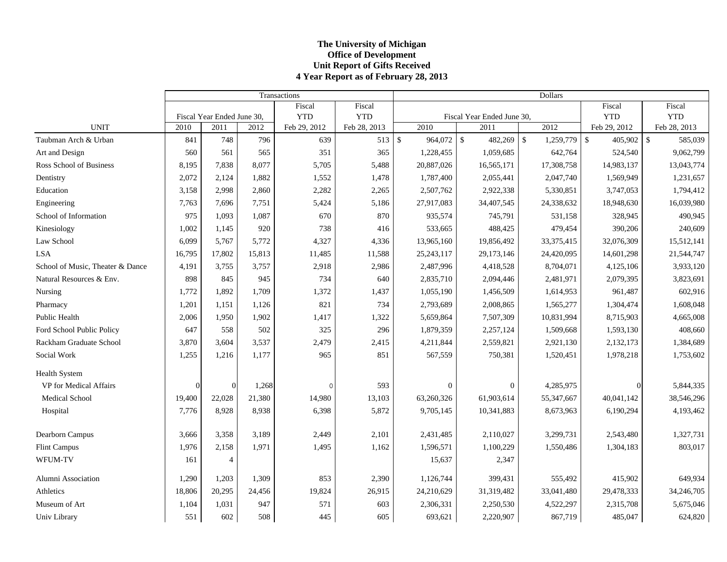# The University of Michigan
## Office of Development
## Unit Report of Gifts Received
## 4 Year Report as of February 28, 2013

| | Transactions | | | | | Dollars | | | | |
|---|---|---|---|---|---|---|---|---|---|---|
| | Fiscal Year Ended June 30, | | | Fiscal YTD | Fiscal YTD | Fiscal Year Ended June 30, | | | Fiscal YTD | Fiscal YTD |
| UNIT | 2010 | 2011 | 2012 | Feb 29, 2012 | Feb 28, 2013 | 2010 | 2011 | 2012 | Feb 29, 2012 | Feb 28, 2013 |
| Taubman Arch & Urban | 841 | 748 | 796 | 639 | 513 | $ 964,072 | $ 482,269 | $ 1,259,779 | $ 405,902 | $ 585,039 |
| Art and Design | 560 | 561 | 565 | 351 | 365 | 1,228,455 | 1,059,685 | 642,764 | 524,540 | 9,062,799 |
| Ross School of Business | 8,195 | 7,838 | 8,077 | 5,705 | 5,488 | 20,887,026 | 16,565,171 | 17,308,758 | 14,983,137 | 13,043,774 |
| Dentistry | 2,072 | 2,124 | 1,882 | 1,552 | 1,478 | 1,787,400 | 2,055,441 | 2,047,740 | 1,569,949 | 1,231,657 |
| Education | 3,158 | 2,998 | 2,860 | 2,282 | 2,265 | 2,507,762 | 2,922,338 | 5,330,851 | 3,747,053 | 1,794,412 |
| Engineering | 7,763 | 7,696 | 7,751 | 5,424 | 5,186 | 27,917,083 | 34,407,545 | 24,338,632 | 18,948,630 | 16,039,980 |
| School of Information | 975 | 1,093 | 1,087 | 670 | 870 | 935,574 | 745,791 | 531,158 | 328,945 | 490,945 |
| Kinesiology | 1,002 | 1,145 | 920 | 738 | 416 | 533,665 | 488,425 | 479,454 | 390,206 | 240,609 |
| Law School | 6,099 | 5,767 | 5,772 | 4,327 | 4,336 | 13,965,160 | 19,856,492 | 33,375,415 | 32,076,309 | 15,512,141 |
| LSA | 16,795 | 17,802 | 15,813 | 11,485 | 11,588 | 25,243,117 | 29,173,146 | 24,420,095 | 14,601,298 | 21,544,747 |
| School of Music, Theater & Dance | 4,191 | 3,755 | 3,757 | 2,918 | 2,986 | 2,487,996 | 4,418,528 | 8,704,071 | 4,125,106 | 3,933,120 |
| Natural Resources & Env. | 898 | 845 | 945 | 734 | 640 | 2,835,710 | 2,094,446 | 2,481,971 | 2,079,395 | 3,823,691 |
| Nursing | 1,772 | 1,892 | 1,709 | 1,372 | 1,437 | 1,055,190 | 1,456,509 | 1,614,953 | 961,487 | 602,916 |
| Pharmacy | 1,201 | 1,151 | 1,126 | 821 | 734 | 2,793,689 | 2,008,865 | 1,565,277 | 1,304,474 | 1,608,048 |
| Public Health | 2,006 | 1,950 | 1,902 | 1,417 | 1,322 | 5,659,864 | 7,507,309 | 10,831,994 | 8,715,903 | 4,665,008 |
| Ford School Public Policy | 647 | 558 | 502 | 325 | 296 | 1,879,359 | 2,257,124 | 1,509,668 | 1,593,130 | 408,660 |
| Rackham Graduate School | 3,870 | 3,604 | 3,537 | 2,479 | 2,415 | 4,211,844 | 2,559,821 | 2,921,130 | 2,132,173 | 1,384,689 |
| Social Work | 1,255 | 1,216 | 1,177 | 965 | 851 | 567,559 | 750,381 | 1,520,451 | 1,978,218 | 1,753,602 |
| Health System | | | | | | | | | | |
| VP for Medical Affairs | 0 | 0 | 1,268 | 0 | 593 | 0 | 0 | 4,285,975 | 0 | 5,844,335 |
| Medical School | 19,400 | 22,028 | 21,380 | 14,980 | 13,103 | 63,260,326 | 61,903,614 | 55,347,667 | 40,041,142 | 38,546,296 |
| Hospital | 7,776 | 8,928 | 8,938 | 6,398 | 5,872 | 9,705,145 | 10,341,883 | 8,673,963 | 6,190,294 | 4,193,462 |
| Dearborn Campus | 3,666 | 3,358 | 3,189 | 2,449 | 2,101 | 2,431,485 | 2,110,027 | 3,299,731 | 2,543,480 | 1,327,731 |
| Flint Campus | 1,976 | 2,158 | 1,971 | 1,495 | 1,162 | 1,596,571 | 1,100,229 | 1,550,486 | 1,304,183 | 803,017 |
| WFUM-TV | 161 | 4 | | | | 15,637 | 2,347 | | | |
| Alumni Association | 1,290 | 1,203 | 1,309 | 853 | 2,390 | 1,126,744 | 399,431 | 555,492 | 415,902 | 649,934 |
| Athletics | 18,806 | 20,295 | 24,456 | 19,824 | 26,915 | 24,210,629 | 31,319,482 | 33,041,480 | 29,478,333 | 34,246,705 |
| Museum of Art | 1,104 | 1,031 | 947 | 571 | 603 | 2,306,331 | 2,250,530 | 4,522,297 | 2,315,708 | 5,675,046 |
| Univ Library | 551 | 602 | 508 | 445 | 605 | 693,621 | 2,220,907 | 867,719 | 485,047 | 624,820 |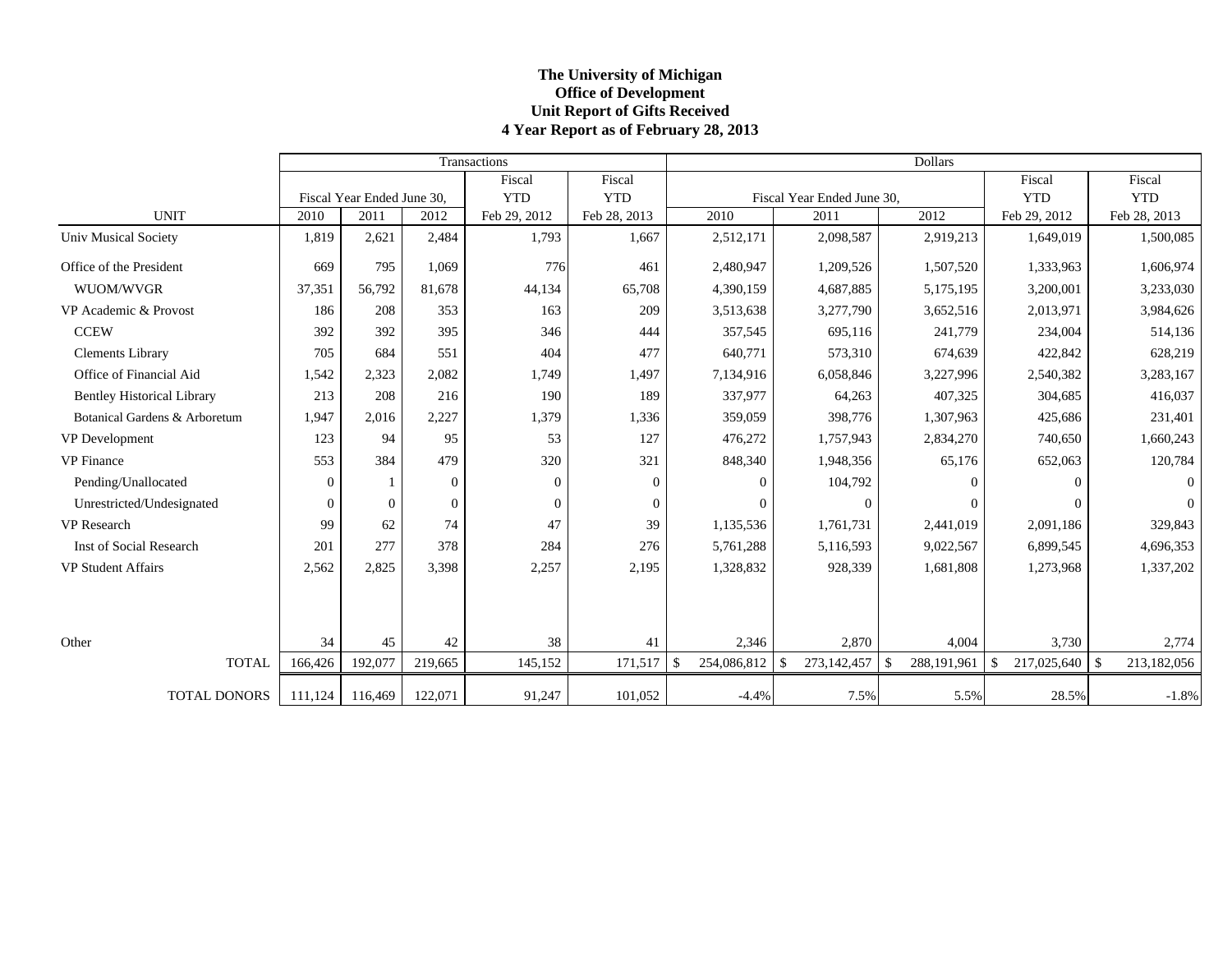**The University of Michigan**
**Office of Development**
**Unit Report of Gifts Received**
**4 Year Report as of February 28, 2013**

| | Transactions | | | | | Dollars | | | | |
|---|---|---|---|---|---|---|---|---|---|---|
| | Fiscal Year Ended June 30, | | | Fiscal YTD | Fiscal YTD | Fiscal Year Ended June 30, | | | Fiscal YTD | Fiscal YTD |
| UNIT | 2010 | 2011 | 2012 | Feb 29, 2012 | Feb 28, 2013 | 2010 | 2011 | 2012 | Feb 29, 2012 | Feb 28, 2013 |
| Univ Musical Society | 1,819 | 2,621 | 2,484 | 1,793 | 1,667 | 2,512,171 | 2,098,587 | 2,919,213 | 1,649,019 | 1,500,085 |
| Office of the President | 669 | 795 | 1,069 | 776 | 461 | 2,480,947 | 1,209,526 | 1,507,520 | 1,333,963 | 1,606,974 |
| WUOM/WVGR | 37,351 | 56,792 | 81,678 | 44,134 | 65,708 | 4,390,159 | 4,687,885 | 5,175,195 | 3,200,001 | 3,233,030 |
| VP Academic & Provost | 186 | 208 | 353 | 163 | 209 | 3,513,638 | 3,277,790 | 3,652,516 | 2,013,971 | 3,984,626 |
| CCEW | 392 | 392 | 395 | 346 | 444 | 357,545 | 695,116 | 241,779 | 234,004 | 514,136 |
| Clements Library | 705 | 684 | 551 | 404 | 477 | 640,771 | 573,310 | 674,639 | 422,842 | 628,219 |
| Office of Financial Aid | 1,542 | 2,323 | 2,082 | 1,749 | 1,497 | 7,134,916 | 6,058,846 | 3,227,996 | 2,540,382 | 3,283,167 |
| Bentley Historical Library | 213 | 208 | 216 | 190 | 189 | 337,977 | 64,263 | 407,325 | 304,685 | 416,037 |
| Botanical Gardens & Arboretum | 1,947 | 2,016 | 2,227 | 1,379 | 1,336 | 359,059 | 398,776 | 1,307,963 | 425,686 | 231,401 |
| VP Development | 123 | 94 | 95 | 53 | 127 | 476,272 | 1,757,943 | 2,834,270 | 740,650 | 1,660,243 |
| VP Finance | 553 | 384 | 479 | 320 | 321 | 848,340 | 1,948,356 | 65,176 | 652,063 | 120,784 |
| Pending/Unallocated | 0 | 1 | 0 | 0 | 0 | 0 | 104,792 | 0 | 0 | 0 |
| Unrestricted/Undesignated | 0 | 0 | 0 | 0 | 0 | 0 | 0 | 0 | 0 | 0 |
| VP Research | 99 | 62 | 74 | 47 | 39 | 1,135,536 | 1,761,731 | 2,441,019 | 2,091,186 | 329,843 |
| Inst of Social Research | 201 | 277 | 378 | 284 | 276 | 5,761,288 | 5,116,593 | 9,022,567 | 6,899,545 | 4,696,353 |
| VP Student Affairs | 2,562 | 2,825 | 3,398 | 2,257 | 2,195 | 1,328,832 | 928,339 | 1,681,808 | 1,273,968 | 1,337,202 |
| Other | 34 | 45 | 42 | 38 | 41 | 2,346 | 2,870 | 4,004 | 3,730 | 2,774 |
| TOTAL | 166,426 | 192,077 | 219,665 | 145,152 | 171,517 | $ 254,086,812 | $ 273,142,457 | $ 288,191,961 | $ 217,025,640 | $ 213,182,056 |
| TOTAL DONORS | 111,124 | 116,469 | 122,071 | 91,247 | 101,052 | -4.4% | 7.5% | 5.5% | 28.5% | -1.8% |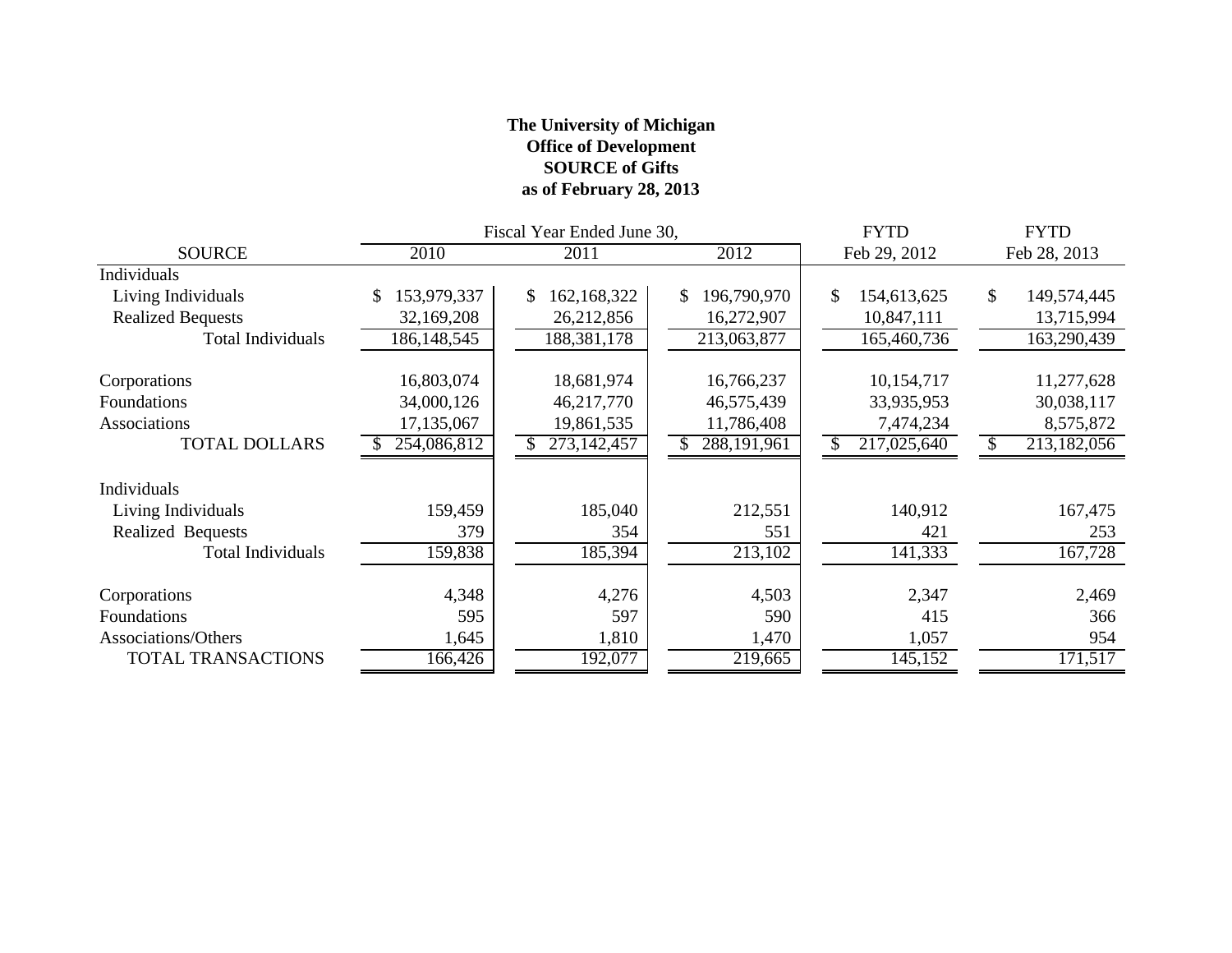**The University of Michigan**
**Office of Development**
**SOURCE of Gifts**
**as of February 28, 2013**

| SOURCE | Fiscal Year Ended June 30, 2010 | 2011 | 2012 | FYTD Feb 29, 2012 | FYTD Feb 28, 2013 |
|---|---|---|---|---|---|
| Individuals | | | | | |
| Living Individuals | $ 153,979,337 | $ 162,168,322 | $ 196,790,970 | $ 154,613,625 | $ 149,574,445 |
| Realized Bequests | 32,169,208 | 26,212,856 | 16,272,907 | 10,847,111 | 13,715,994 |
| Total Individuals | 186,148,545 | 188,381,178 | 213,063,877 | 165,460,736 | 163,290,439 |
| Corporations | 16,803,074 | 18,681,974 | 16,766,237 | 10,154,717 | 11,277,628 |
| Foundations | 34,000,126 | 46,217,770 | 46,575,439 | 33,935,953 | 30,038,117 |
| Associations | 17,135,067 | 19,861,535 | 11,786,408 | 7,474,234 | 8,575,872 |
| TOTAL DOLLARS | $ 254,086,812 | $ 273,142,457 | $ 288,191,961 | $ 217,025,640 | $ 213,182,056 |
| Individuals | | | | | |
| Living Individuals | 159,459 | 185,040 | 212,551 | 140,912 | 167,475 |
| Realized Bequests | 379 | 354 | 551 | 421 | 253 |
| Total Individuals | 159,838 | 185,394 | 213,102 | 141,333 | 167,728 |
| Corporations | 4,348 | 4,276 | 4,503 | 2,347 | 2,469 |
| Foundations | 595 | 597 | 590 | 415 | 366 |
| Associations/Others | 1,645 | 1,810 | 1,470 | 1,057 | 954 |
| TOTAL TRANSACTIONS | 166,426 | 192,077 | 219,665 | 145,152 | 171,517 |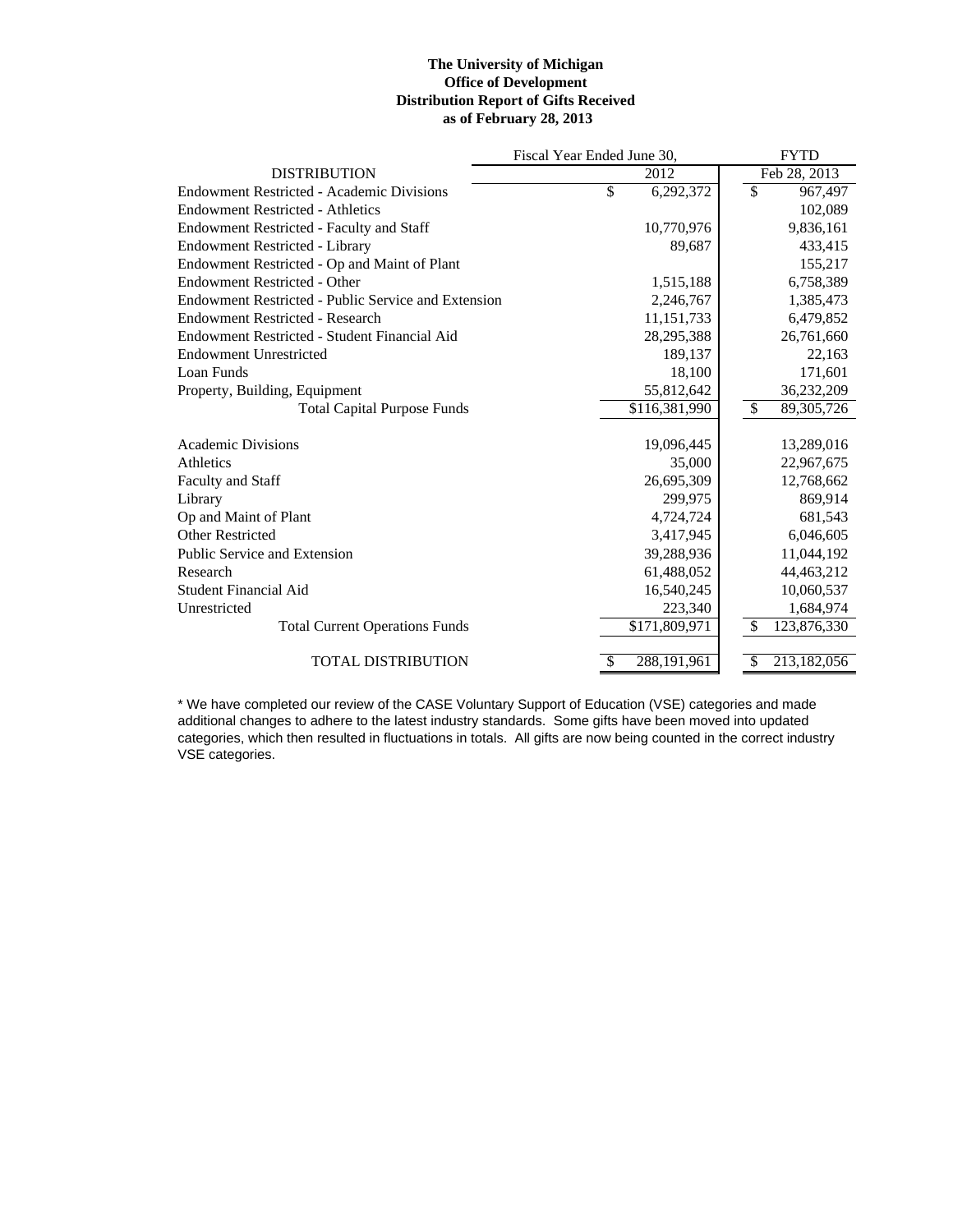**The University of Michigan**
**Office of Development**
**Distribution Report of Gifts Received**
**as of February 28, 2013**

| DISTRIBUTION | Fiscal Year Ended June 30, 2012 | FYTD Feb 28, 2013 |
|---|---|---|
| Endowment Restricted - Academic Divisions | $ 6,292,372 | $ 967,497 |
| Endowment Restricted - Athletics | | 102,089 |
| Endowment Restricted - Faculty and Staff | 10,770,976 | 9,836,161 |
| Endowment Restricted - Library | 89,687 | 433,415 |
| Endowment Restricted - Op and Maint of Plant | | 155,217 |
| Endowment Restricted - Other | 1,515,188 | 6,758,389 |
| Endowment Restricted - Public Service and Extension | 2,246,767 | 1,385,473 |
| Endowment Restricted - Research | 11,151,733 | 6,479,852 |
| Endowment Restricted - Student Financial Aid | 28,295,388 | 26,761,660 |
| Endowment Unrestricted | 189,137 | 22,163 |
| Loan Funds | 18,100 | 171,601 |
| Property, Building, Equipment | 55,812,642 | 36,232,209 |
| Total Capital Purpose Funds | $116,381,990 | $ 89,305,726 |
| | | |
| Academic Divisions | 19,096,445 | 13,289,016 |
| Athletics | 35,000 | 22,967,675 |
| Faculty and Staff | 26,695,309 | 12,768,662 |
| Library | 299,975 | 869,914 |
| Op and Maint of Plant | 4,724,724 | 681,543 |
| Other Restricted | 3,417,945 | 6,046,605 |
| Public Service and Extension | 39,288,936 | 11,044,192 |
| Research | 61,488,052 | 44,463,212 |
| Student Financial Aid | 16,540,245 | 10,060,537 |
| Unrestricted | 223,340 | 1,684,974 |
| Total Current Operations Funds | $171,809,971 | $ 123,876,330 |
| | | |
| TOTAL DISTRIBUTION | $ 288,191,961 | $ 213,182,056 |

* We have completed our review of the CASE Voluntary Support of Education (VSE) categories and made additional changes to adhere to the latest industry standards. Some gifts have been moved into updated categories, which then resulted in fluctuations in totals. All gifts are now being counted in the correct industry VSE categories.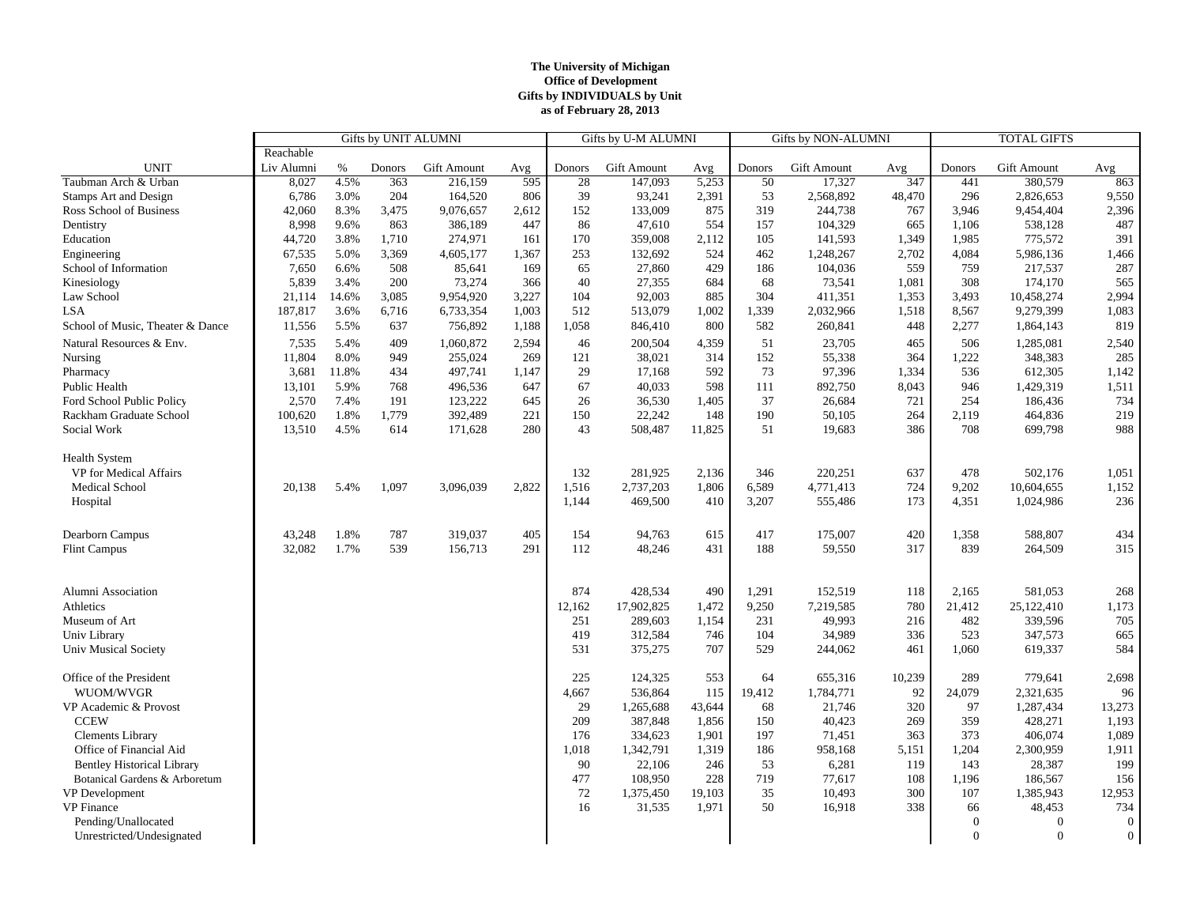**The University of Michigan**
**Office of Development**
**Gifts by INDIVIDUALS by Unit**
**as of February 28, 2013**

| | Gifts by UNIT ALUMNI | | | | | Gifts by U-M ALUMNI | | | Gifts by NON-ALUMNI | | | TOTAL GIFTS | | |
|---|---|---|---|---|---|---|---|---|---|---|---|---|---|---|
| UNIT | Reachable Liv Alumni | % | Donors | Gift Amount | Avg | Donors | Gift Amount | Avg | Donors | Gift Amount | Avg | Donors | Gift Amount | Avg |
| Taubman Arch & Urban | 8,027 | 4.5% | 363 | 216,159 | 595 | 28 | 147,093 | 5,253 | 50 | 17,327 | 347 | 441 | 380,579 | 863 |
| Stamps Art and Design | 6,786 | 3.0% | 204 | 164,520 | 806 | 39 | 93,241 | 2,391 | 53 | 2,568,892 | 48,470 | 296 | 2,826,653 | 9,550 |
| Ross School of Business | 42,060 | 8.3% | 3,475 | 9,076,657 | 2,612 | 152 | 133,009 | 875 | 319 | 244,738 | 767 | 3,946 | 9,454,404 | 2,396 |
| Dentistry | 8,998 | 9.6% | 863 | 386,189 | 447 | 86 | 47,610 | 554 | 157 | 104,329 | 665 | 1,106 | 538,128 | 487 |
| Education | 44,720 | 3.8% | 1,710 | 274,971 | 161 | 170 | 359,008 | 2,112 | 105 | 141,593 | 1,349 | 1,985 | 775,572 | 391 |
| Engineering | 67,535 | 5.0% | 3,369 | 4,605,177 | 1,367 | 253 | 132,692 | 524 | 462 | 1,248,267 | 2,702 | 4,084 | 5,986,136 | 1,466 |
| School of Information | 7,650 | 6.6% | 508 | 85,641 | 169 | 65 | 27,860 | 429 | 186 | 104,036 | 559 | 759 | 217,537 | 287 |
| Kinesiology | 5,839 | 3.4% | 200 | 73,274 | 366 | 40 | 27,355 | 684 | 68 | 73,541 | 1,081 | 308 | 174,170 | 565 |
| Law School | 21,114 | 14.6% | 3,085 | 9,954,920 | 3,227 | 104 | 92,003 | 885 | 304 | 411,351 | 1,353 | 3,493 | 10,458,274 | 2,994 |
| LSA | 187,817 | 3.6% | 6,716 | 6,733,354 | 1,003 | 512 | 513,079 | 1,002 | 1,339 | 2,032,966 | 1,518 | 8,567 | 9,279,399 | 1,083 |
| School of Music, Theater & Dance | 11,556 | 5.5% | 637 | 756,892 | 1,188 | 1,058 | 846,410 | 800 | 582 | 260,841 | 448 | 2,277 | 1,864,143 | 819 |
| Natural Resources & Env. | 7,535 | 5.4% | 409 | 1,060,872 | 2,594 | 46 | 200,504 | 4,359 | 51 | 23,705 | 465 | 506 | 1,285,081 | 2,540 |
| Nursing | 11,804 | 8.0% | 949 | 255,024 | 269 | 121 | 38,021 | 314 | 152 | 55,338 | 364 | 1,222 | 348,383 | 285 |
| Pharmacy | 3,681 | 11.8% | 434 | 497,741 | 1,147 | 29 | 17,168 | 592 | 73 | 97,396 | 1,334 | 536 | 612,305 | 1,142 |
| Public Health | 13,101 | 5.9% | 768 | 496,536 | 647 | 67 | 40,033 | 598 | 111 | 892,750 | 8,043 | 946 | 1,429,319 | 1,511 |
| Ford School Public Policy | 2,570 | 7.4% | 191 | 123,222 | 645 | 26 | 36,530 | 1,405 | 37 | 26,684 | 721 | 254 | 186,436 | 734 |
| Rackham Graduate School | 100,620 | 1.8% | 1,779 | 392,489 | 221 | 150 | 22,242 | 148 | 190 | 50,105 | 264 | 2,119 | 464,836 | 219 |
| Social Work | 13,510 | 4.5% | 614 | 171,628 | 280 | 43 | 508,487 | 11,825 | 51 | 19,683 | 386 | 708 | 699,798 | 988 |
| Health System | | | | | | | | | | | | | | |
| VP for Medical Affairs | | | | | | 132 | 281,925 | 2,136 | 346 | 220,251 | 637 | 478 | 502,176 | 1,051 |
| Medical School | 20,138 | 5.4% | 1,097 | 3,096,039 | 2,822 | 1,516 | 2,737,203 | 1,806 | 6,589 | 4,771,413 | 724 | 9,202 | 10,604,655 | 1,152 |
| Hospital | | | | | | 1,144 | 469,500 | 410 | 3,207 | 555,486 | 173 | 4,351 | 1,024,986 | 236 |
| Dearborn Campus | 43,248 | 1.8% | 787 | 319,037 | 405 | 154 | 94,763 | 615 | 417 | 175,007 | 420 | 1,358 | 588,807 | 434 |
| Flint Campus | 32,082 | 1.7% | 539 | 156,713 | 291 | 112 | 48,246 | 431 | 188 | 59,550 | 317 | 839 | 264,509 | 315 |
| Alumni Association | | | | | | 874 | 428,534 | 490 | 1,291 | 152,519 | 118 | 2,165 | 581,053 | 268 |
| Athletics | | | | | | 12,162 | 17,902,825 | 1,472 | 9,250 | 7,219,585 | 780 | 21,412 | 25,122,410 | 1,173 |
| Museum of Art | | | | | | 251 | 289,603 | 1,154 | 231 | 49,993 | 216 | 482 | 339,596 | 705 |
| Univ Library | | | | | | 419 | 312,584 | 746 | 104 | 34,989 | 336 | 523 | 347,573 | 665 |
| Univ Musical Society | | | | | | 531 | 375,275 | 707 | 529 | 244,062 | 461 | 1,060 | 619,337 | 584 |
| Office of the President | | | | | | 225 | 124,325 | 553 | 64 | 655,316 | 10,239 | 289 | 779,641 | 2,698 |
| WUOM/WVGR | | | | | | 4,667 | 536,864 | 115 | 19,412 | 1,784,771 | 92 | 24,079 | 2,321,635 | 96 |
| VP Academic & Provost | | | | | | 29 | 1,265,688 | 43,644 | 68 | 21,746 | 320 | 97 | 1,287,434 | 13,273 |
| CCEW | | | | | | 209 | 387,848 | 1,856 | 150 | 40,423 | 269 | 359 | 428,271 | 1,193 |
| Clements Library | | | | | | 176 | 334,623 | 1,901 | 197 | 71,451 | 363 | 373 | 406,074 | 1,089 |
| Office of Financial Aid | | | | | | 1,018 | 1,342,791 | 1,319 | 186 | 958,168 | 5,151 | 1,204 | 2,300,959 | 1,911 |
| Bentley Historical Library | | | | | | 90 | 22,106 | 246 | 53 | 6,281 | 119 | 143 | 28,387 | 199 |
| Botanical Gardens & Arboretum | | | | | | 477 | 108,950 | 228 | 719 | 77,617 | 108 | 1,196 | 186,567 | 156 |
| VP Development | | | | | | 72 | 1,375,450 | 19,103 | 35 | 10,493 | 300 | 107 | 1,385,943 | 12,953 |
| VP Finance | | | | | | 16 | 31,535 | 1,971 | 50 | 16,918 | 338 | 66 | 48,453 | 734 |
| Pending/Unallocated | | | | | | | | | | | | 0 | 0 | 0 |
| Unrestricted/Undesignated | | | | | | | | | | | | 0 | 0 | 0 |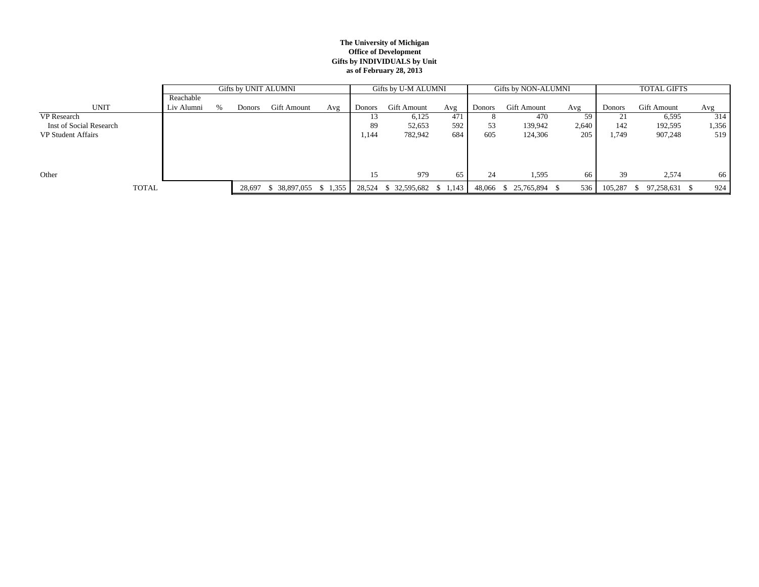**The University of Michigan**
**Office of Development**
**Gifts by INDIVIDUALS by Unit**
**as of February 28, 2013**

| | Gifts by UNIT ALUMNI | | | | | Gifts by U-M ALUMNI | | | Gifts by NON-ALUMNI | | | TOTAL GIFTS | | |
|---|---|---|---|---|---|---|---|---|---|---|---|---|---|---|
| UNIT | Reachable Liv Alumni | % | Donors | Gift Amount | Avg | Donors | Gift Amount | Avg | Donors | Gift Amount | Avg | Donors | Gift Amount | Avg |
| VP Research | | | | | | 13 | 6,125 | 471 | 8 | 470 | 59 | 21 | 6,595 | 314 |
| Inst of Social Research | | | | | | 89 | 52,653 | 592 | 53 | 139,942 | 2,640 | 142 | 192,595 | 1,356 |
| VP Student Affairs | | | | | | 1,144 | 782,942 | 684 | 605 | 124,306 | 205 | 1,749 | 907,248 | 519 |
| Other | | | | | | 15 | 979 | 65 | 24 | 1,595 | 66 | 39 | 2,574 | 66 |
| TOTAL | | | 28,697 | $ 38,897,055 | $ 1,355 | 28,524 | $ 32,595,682 | $ 1,143 | 48,066 | $ 25,765,894 | $ 536 | 105,287 | $ 97,258,631 | $ 924 |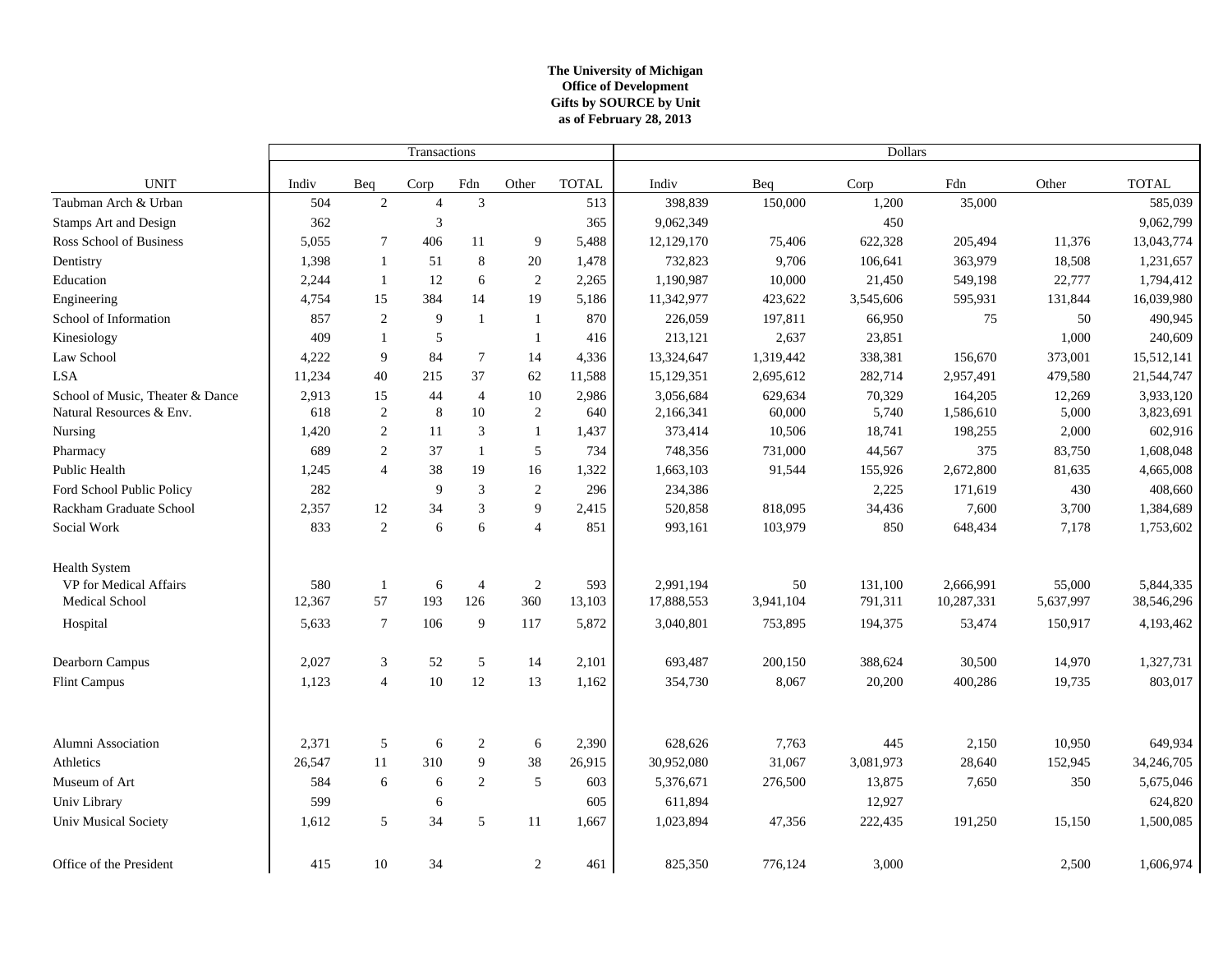**The University of Michigan**
**Office of Development**
**Gifts by SOURCE by Unit**
**as of February 28, 2013**

| | Transactions | | | | | | Dollars | | | | | |
|---|---|---|---|---|---|---|---|---|---|---|---|---|
| UNIT | Indiv | Beq | Corp | Fdn | Other | TOTAL | Indiv | Beq | Corp | Fdn | Other | TOTAL |
| Taubman Arch & Urban | 504 | 2 | 4 | 3 | | 513 | 398,839 | 150,000 | 1,200 | 35,000 | | 585,039 |
| Stamps Art and Design | 362 | | 3 | | | 365 | 9,062,349 | | 450 | | | 9,062,799 |
| Ross School of Business | 5,055 | 7 | 406 | 11 | 9 | 5,488 | 12,129,170 | 75,406 | 622,328 | 205,494 | 11,376 | 13,043,774 |
| Dentistry | 1,398 | 1 | 51 | 8 | 20 | 1,478 | 732,823 | 9,706 | 106,641 | 363,979 | 18,508 | 1,231,657 |
| Education | 2,244 | 1 | 12 | 6 | 2 | 2,265 | 1,190,987 | 10,000 | 21,450 | 549,198 | 22,777 | 1,794,412 |
| Engineering | 4,754 | 15 | 384 | 14 | 19 | 5,186 | 11,342,977 | 423,622 | 3,545,606 | 595,931 | 131,844 | 16,039,980 |
| School of Information | 857 | 2 | 9 | 1 | 1 | 870 | 226,059 | 197,811 | 66,950 | 75 | 50 | 490,945 |
| Kinesiology | 409 | 1 | 5 | | 1 | 416 | 213,121 | 2,637 | 23,851 | | 1,000 | 240,609 |
| Law School | 4,222 | 9 | 84 | 7 | 14 | 4,336 | 13,324,647 | 1,319,442 | 338,381 | 156,670 | 373,001 | 15,512,141 |
| LSA | 11,234 | 40 | 215 | 37 | 62 | 11,588 | 15,129,351 | 2,695,612 | 282,714 | 2,957,491 | 479,580 | 21,544,747 |
| School of Music, Theater & Dance | 2,913 | 15 | 44 | 4 | 10 | 2,986 | 3,056,684 | 629,634 | 70,329 | 164,205 | 12,269 | 3,933,120 |
| Natural Resources & Env. | 618 | 2 | 8 | 10 | 2 | 640 | 2,166,341 | 60,000 | 5,740 | 1,586,610 | 5,000 | 3,823,691 |
| Nursing | 1,420 | 2 | 11 | 3 | 1 | 1,437 | 373,414 | 10,506 | 18,741 | 198,255 | 2,000 | 602,916 |
| Pharmacy | 689 | 2 | 37 | 1 | 5 | 734 | 748,356 | 731,000 | 44,567 | 375 | 83,750 | 1,608,048 |
| Public Health | 1,245 | 4 | 38 | 19 | 16 | 1,322 | 1,663,103 | 91,544 | 155,926 | 2,672,800 | 81,635 | 4,665,008 |
| Ford School Public Policy | 282 | | 9 | 3 | 2 | 296 | 234,386 | | 2,225 | 171,619 | 430 | 408,660 |
| Rackham Graduate School | 2,357 | 12 | 34 | 3 | 9 | 2,415 | 520,858 | 818,095 | 34,436 | 7,600 | 3,700 | 1,384,689 |
| Social Work | 833 | 2 | 6 | 6 | 4 | 851 | 993,161 | 103,979 | 850 | 648,434 | 7,178 | 1,753,602 |
| Health System | | | | | | | | | | | | |
| VP for Medical Affairs | 580 | 1 | 6 | 4 | 2 | 593 | 2,991,194 | 50 | 131,100 | 2,666,991 | 55,000 | 5,844,335 |
| Medical School | 12,367 | 57 | 193 | 126 | 360 | 13,103 | 17,888,553 | 3,941,104 | 791,311 | 10,287,331 | 5,637,997 | 38,546,296 |
| Hospital | 5,633 | 7 | 106 | 9 | 117 | 5,872 | 3,040,801 | 753,895 | 194,375 | 53,474 | 150,917 | 4,193,462 |
| Dearborn Campus | 2,027 | 3 | 52 | 5 | 14 | 2,101 | 693,487 | 200,150 | 388,624 | 30,500 | 14,970 | 1,327,731 |
| Flint Campus | 1,123 | 4 | 10 | 12 | 13 | 1,162 | 354,730 | 8,067 | 20,200 | 400,286 | 19,735 | 803,017 |
| Alumni Association | 2,371 | 5 | 6 | 2 | 6 | 2,390 | 628,626 | 7,763 | 445 | 2,150 | 10,950 | 649,934 |
| Athletics | 26,547 | 11 | 310 | 9 | 38 | 26,915 | 30,952,080 | 31,067 | 3,081,973 | 28,640 | 152,945 | 34,246,705 |
| Museum of Art | 584 | 6 | 6 | 2 | 5 | 603 | 5,376,671 | 276,500 | 13,875 | 7,650 | 350 | 5,675,046 |
| Univ Library | 599 | | 6 | | | 605 | 611,894 | | 12,927 | | | 624,820 |
| Univ Musical Society | 1,612 | 5 | 34 | 5 | 11 | 1,667 | 1,023,894 | 47,356 | 222,435 | 191,250 | 15,150 | 1,500,085 |
| Office of the President | 415 | 10 | 34 | | 2 | 461 | 825,350 | 776,124 | 3,000 | | 2,500 | 1,606,974 |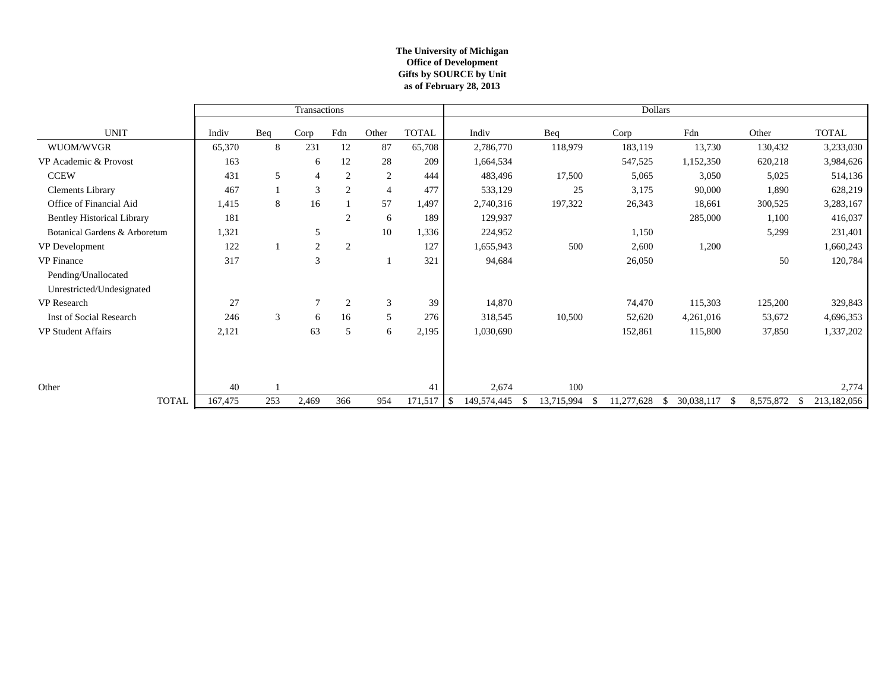**The University of Michigan**
**Office of Development**
**Gifts by SOURCE by Unit**
**as of February 28, 2013**

| UNIT | Transactions | | | | | | Dollars | | | | | |
|---|---|---|---|---|---|---|---|---|---|---|---|---|
| | Indiv | Beq | Corp | Fdn | Other | TOTAL | Indiv | Beq | Corp | Fdn | Other | TOTAL |
| WUOM/WVGR | 65,370 | 8 | 231 | 12 | 87 | 65,708 | 2,786,770 | 118,979 | 183,119 | 13,730 | 130,432 | 3,233,030 |
| VP Academic & Provost | 163 | | 6 | 12 | 28 | 209 | 1,664,534 | | 547,525 | 1,152,350 | 620,218 | 3,984,626 |
| CCEW | 431 | 5 | 4 | 2 | 2 | 444 | 483,496 | 17,500 | 5,065 | 3,050 | 5,025 | 514,136 |
| Clements Library | 467 | 1 | 3 | 2 | 4 | 477 | 533,129 | 25 | 3,175 | 90,000 | 1,890 | 628,219 |
| Office of Financial Aid | 1,415 | 8 | 16 | 1 | 57 | 1,497 | 2,740,316 | 197,322 | 26,343 | 18,661 | 300,525 | 3,283,167 |
| Bentley Historical Library | 181 | | | 2 | 6 | 189 | 129,937 | | | 285,000 | 1,100 | 416,037 |
| Botanical Gardens & Arboretum | 1,321 | | 5 | | 10 | 1,336 | 224,952 | | 1,150 | | 5,299 | 231,401 |
| VP Development | 122 | 1 | 2 | 2 | | 127 | 1,655,943 | 500 | 2,600 | 1,200 | | 1,660,243 |
| VP Finance | 317 | | 3 | | 1 | 321 | 94,684 | | 26,050 | | 50 | 120,784 |
| Pending/Unallocated | | | | | | | | | | | | |
| Unrestricted/Undesignated | | | | | | | | | | | | |
| VP Research | 27 | | 7 | 2 | 3 | 39 | 14,870 | | 74,470 | 115,303 | 125,200 | 329,843 |
| Inst of Social Research | 246 | 3 | 6 | 16 | 5 | 276 | 318,545 | 10,500 | 52,620 | 4,261,016 | 53,672 | 4,696,353 |
| VP Student Affairs | 2,121 | | 63 | 5 | 6 | 2,195 | 1,030,690 | | 152,861 | 115,800 | 37,850 | 1,337,202 |
| Other | 40 | 1 | | | | 41 | 2,674 | 100 | | | | 2,774 |
| TOTAL | 167,475 | 253 | 2,469 | 366 | 954 | 171,517 | $ 149,574,445 | $ 13,715,994 | $ 11,277,628 | $ 30,038,117 | $ 8,575,872 | $ 213,182,056 |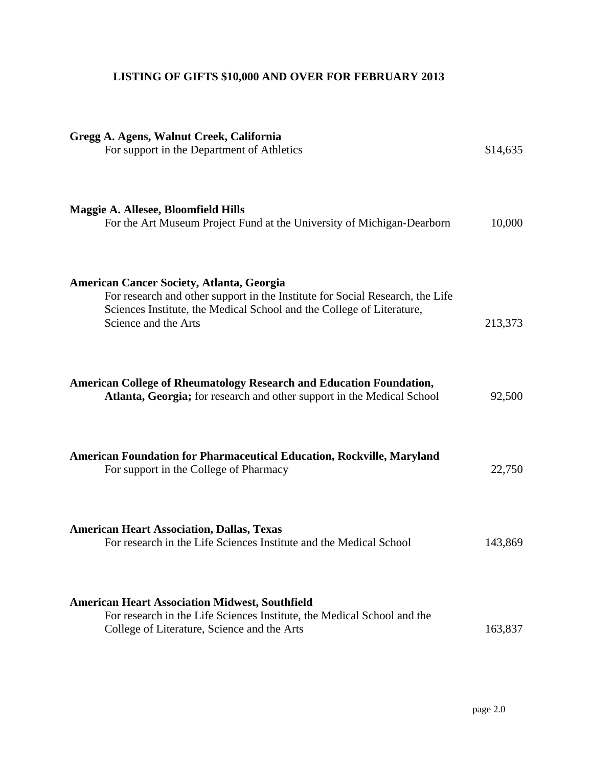## LISTING OF GIFTS $10,000 AND OVER FOR FEBRUARY 2013

**Gregg A. Agens, Walnut Creek, California**
For support in the Department of Athletics — $14,635

**Maggie A. Allesee, Bloomfield Hills**
For the Art Museum Project Fund at the University of Michigan-Dearborn — 10,000

**American Cancer Society, Atlanta, Georgia**
For research and other support in the Institute for Social Research, the Life Sciences Institute, the Medical School and the College of Literature, Science and the Arts — 213,373

**American College of Rheumatology Research and Education Foundation, Atlanta, Georgia;** for research and other support in the Medical School — 92,500

**American Foundation for Pharmaceutical Education, Rockville, Maryland**
For support in the College of Pharmacy — 22,750

**American Heart Association, Dallas, Texas**
For research in the Life Sciences Institute and the Medical School — 143,869

**American Heart Association Midwest, Southfield**
For research in the Life Sciences Institute, the Medical School and the College of Literature, Science and the Arts — 163,837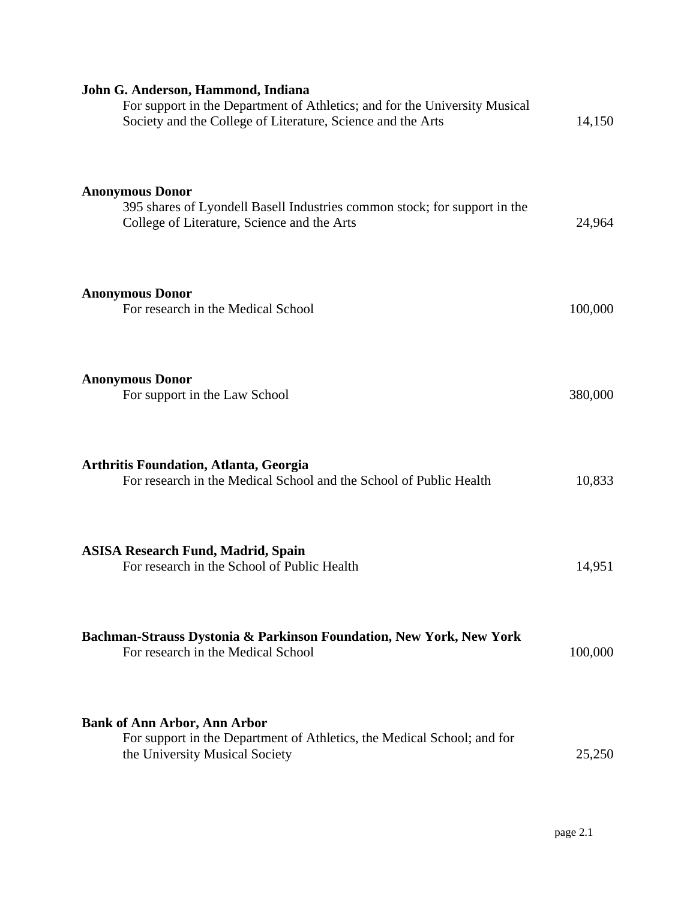**John G. Anderson, Hammond, Indiana**
For support in the Department of Athletics; and for the University Musical Society and the College of Literature, Science and the Arts — 14,150

**Anonymous Donor**
395 shares of Lyondell Basell Industries common stock; for support in the College of Literature, Science and the Arts — 24,964

**Anonymous Donor**
For research in the Medical School — 100,000

**Anonymous Donor**
For support in the Law School — 380,000

**Arthritis Foundation, Atlanta, Georgia**
For research in the Medical School and the School of Public Health — 10,833

**ASISA Research Fund, Madrid, Spain**
For research in the School of Public Health — 14,951

**Bachman-Strauss Dystonia & Parkinson Foundation, New York, New York**
For research in the Medical School — 100,000

**Bank of Ann Arbor, Ann Arbor**
For support in the Department of Athletics, the Medical School; and for the University Musical Society — 25,250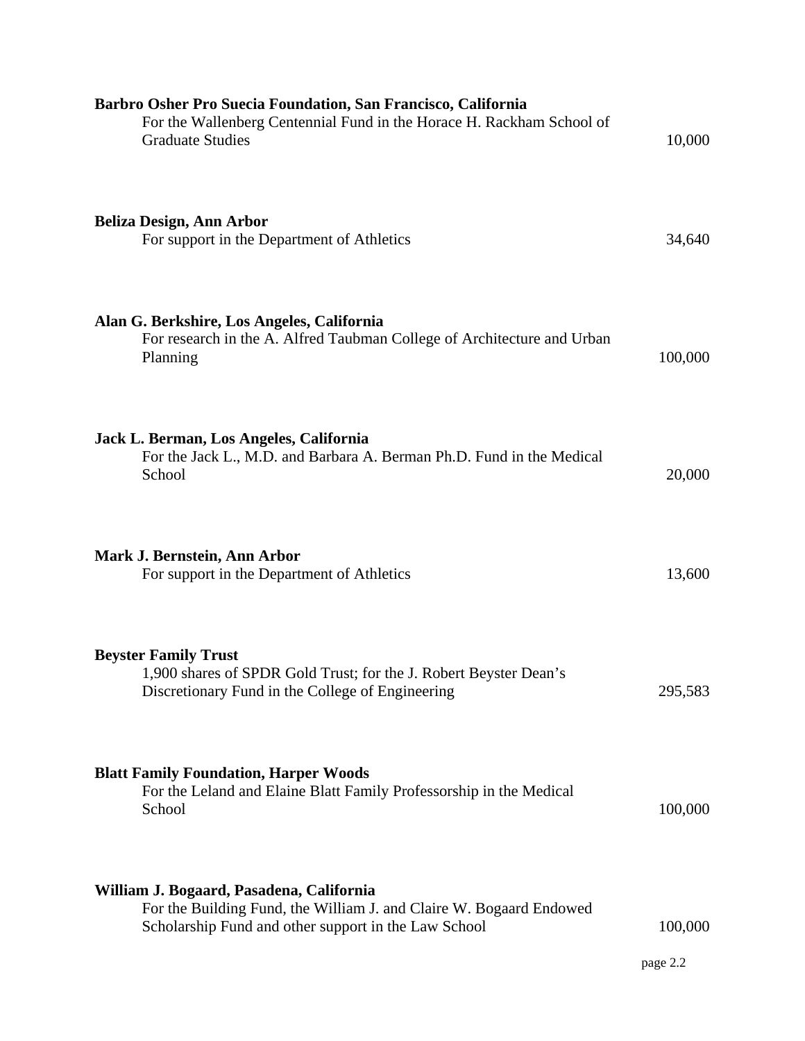**Barbro Osher Pro Suecia Foundation, San Francisco, California**
For the Wallenberg Centennial Fund in the Horace H. Rackham School of Graduate Studies — 10,000

**Beliza Design, Ann Arbor**
For support in the Department of Athletics — 34,640

**Alan G. Berkshire, Los Angeles, California**
For research in the A. Alfred Taubman College of Architecture and Urban Planning — 100,000

**Jack L. Berman, Los Angeles, California**
For the Jack L., M.D. and Barbara A. Berman Ph.D. Fund in the Medical School — 20,000

**Mark J. Bernstein, Ann Arbor**
For support in the Department of Athletics — 13,600

**Beyster Family Trust**
1,900 shares of SPDR Gold Trust; for the J. Robert Beyster Dean's Discretionary Fund in the College of Engineering — 295,583

**Blatt Family Foundation, Harper Woods**
For the Leland and Elaine Blatt Family Professorship in the Medical School — 100,000

**William J. Bogaard, Pasadena, California**
For the Building Fund, the William J. and Claire W. Bogaard Endowed Scholarship Fund and other support in the Law School — 100,000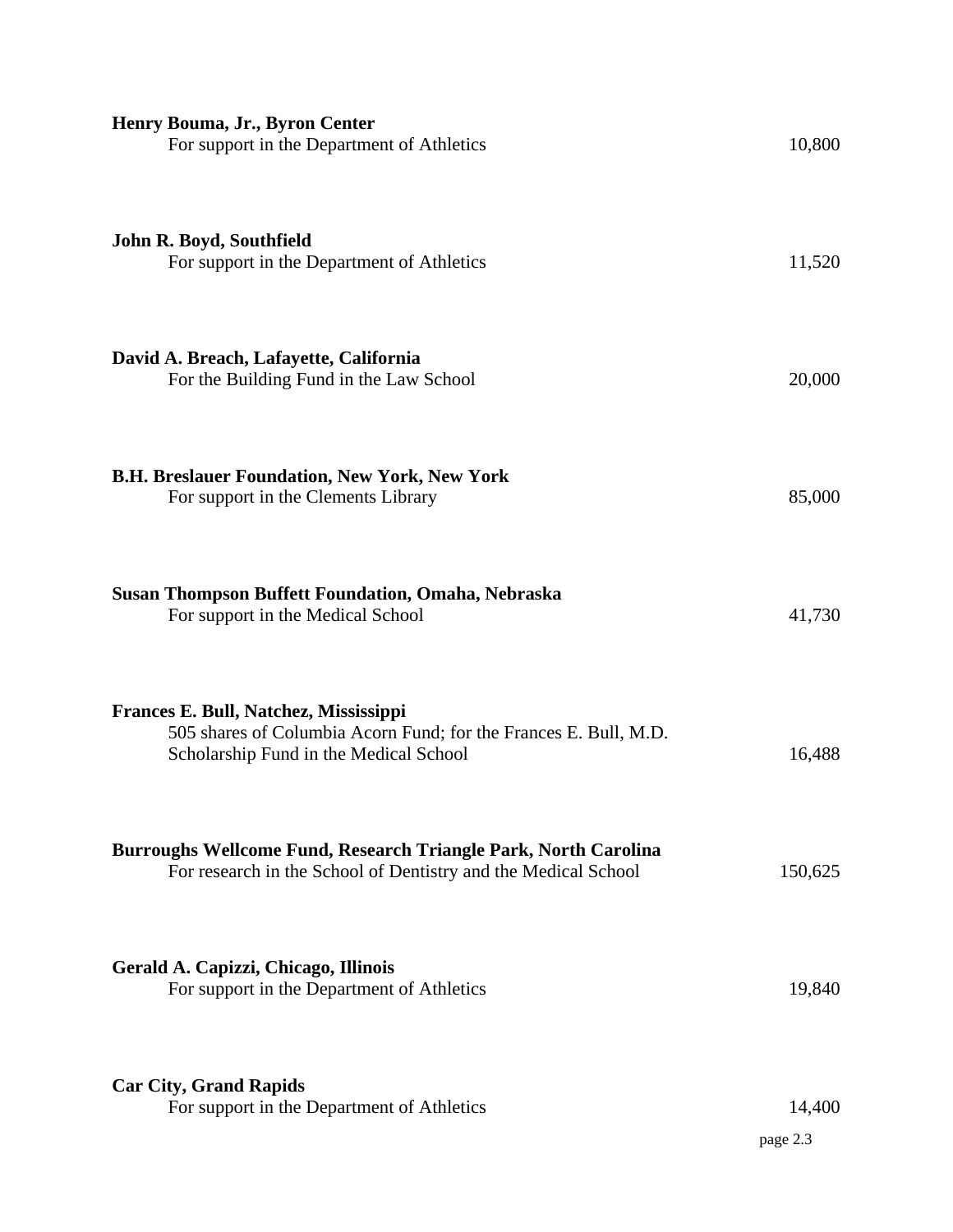**Henry Bouma, Jr., Byron Center**
For support in the Department of Athletics 10,800

**John R. Boyd, Southfield**
For support in the Department of Athletics 11,520

**David A. Breach, Lafayette, California**
For the Building Fund in the Law School 20,000

**B.H. Breslauer Foundation, New York, New York**
For support in the Clements Library 85,000

**Susan Thompson Buffett Foundation, Omaha, Nebraska**
For support in the Medical School 41,730

**Frances E. Bull, Natchez, Mississippi**
505 shares of Columbia Acorn Fund; for the Frances E. Bull, M.D. Scholarship Fund in the Medical School 16,488

**Burroughs Wellcome Fund, Research Triangle Park, North Carolina**
For research in the School of Dentistry and the Medical School 150,625

**Gerald A. Capizzi, Chicago, Illinois**
For support in the Department of Athletics 19,840

**Car City, Grand Rapids**
For support in the Department of Athletics 14,400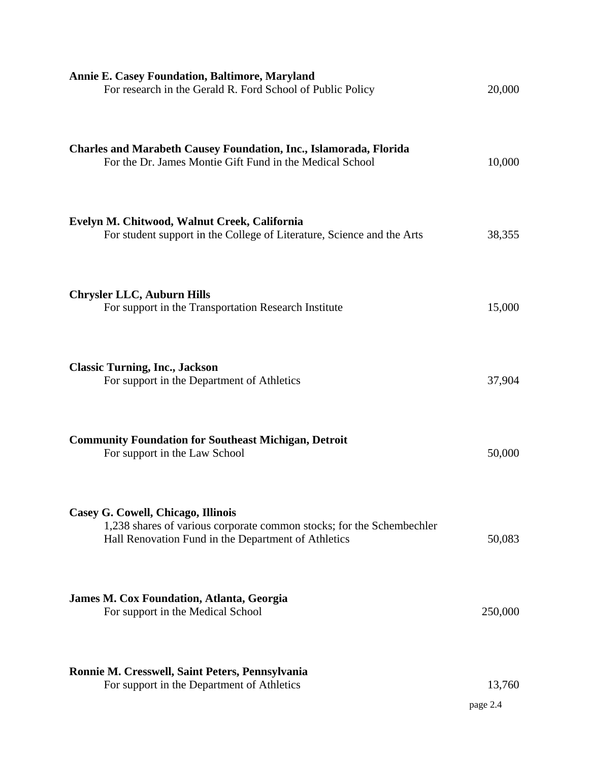**Annie E. Casey Foundation, Baltimore, Maryland**
For research in the Gerald R. Ford School of Public Policy — 20,000

**Charles and Marabeth Causey Foundation, Inc., Islamorada, Florida**
For the Dr. James Montie Gift Fund in the Medical School — 10,000

**Evelyn M. Chitwood, Walnut Creek, California**
For student support in the College of Literature, Science and the Arts — 38,355

**Chrysler LLC, Auburn Hills**
For support in the Transportation Research Institute — 15,000

**Classic Turning, Inc., Jackson**
For support in the Department of Athletics — 37,904

**Community Foundation for Southeast Michigan, Detroit**
For support in the Law School — 50,000

**Casey G. Cowell, Chicago, Illinois**
1,238 shares of various corporate common stocks; for the Schembechler Hall Renovation Fund in the Department of Athletics — 50,083

**James M. Cox Foundation, Atlanta, Georgia**
For support in the Medical School — 250,000

**Ronnie M. Cresswell, Saint Peters, Pennsylvania**
For support in the Department of Athletics — 13,760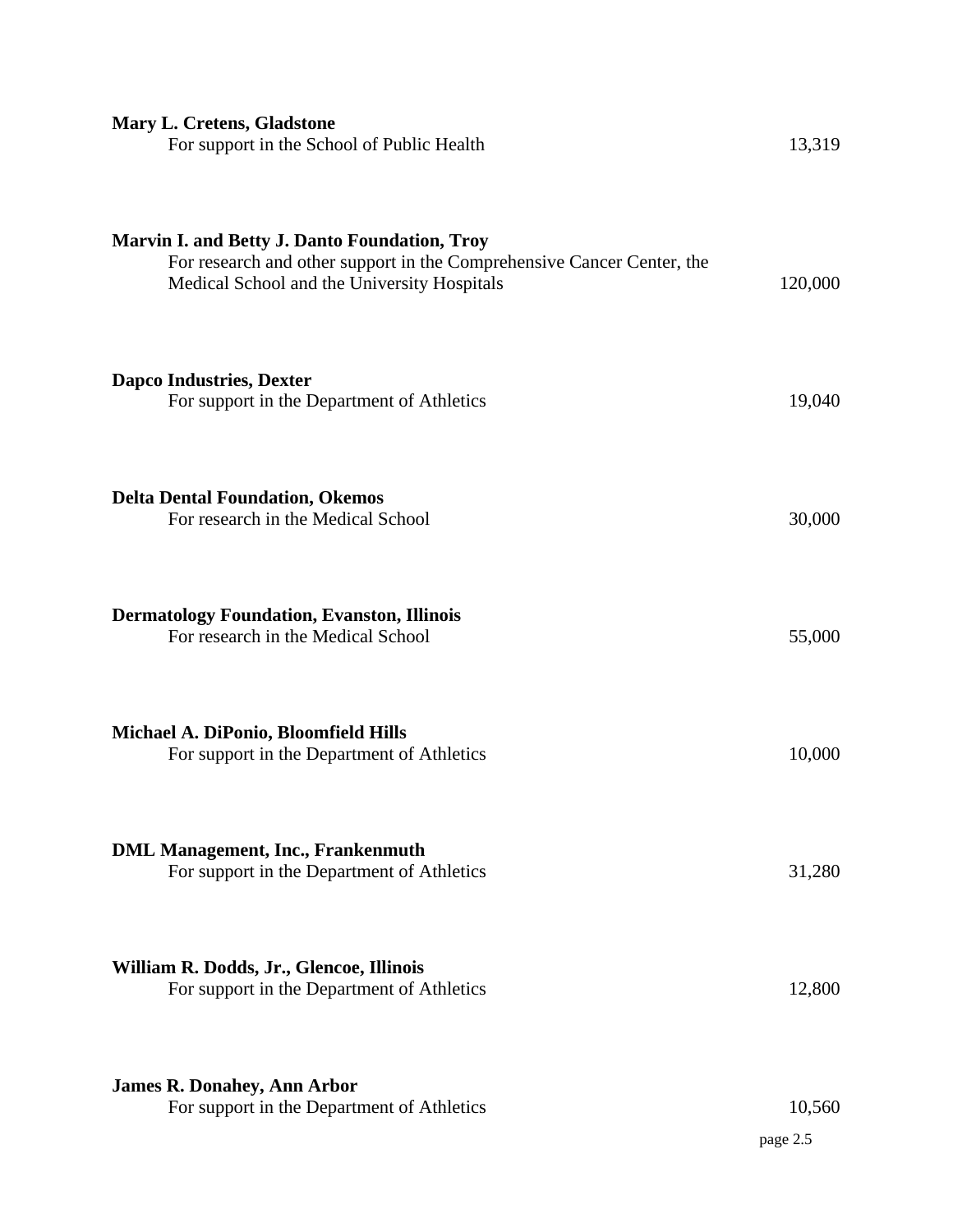**Mary L. Cretens, Gladstone**
For support in the School of Public Health 13,319

**Marvin I. and Betty J. Danto Foundation, Troy**
For research and other support in the Comprehensive Cancer Center, the Medical School and the University Hospitals 120,000

**Dapco Industries, Dexter**
For support in the Department of Athletics 19,040

**Delta Dental Foundation, Okemos**
For research in the Medical School 30,000

**Dermatology Foundation, Evanston, Illinois**
For research in the Medical School 55,000

**Michael A. DiPonio, Bloomfield Hills**
For support in the Department of Athletics 10,000

**DML Management, Inc., Frankenmuth**
For support in the Department of Athletics 31,280

**William R. Dodds, Jr., Glencoe, Illinois**
For support in the Department of Athletics 12,800

**James R. Donahey, Ann Arbor**
For support in the Department of Athletics 10,560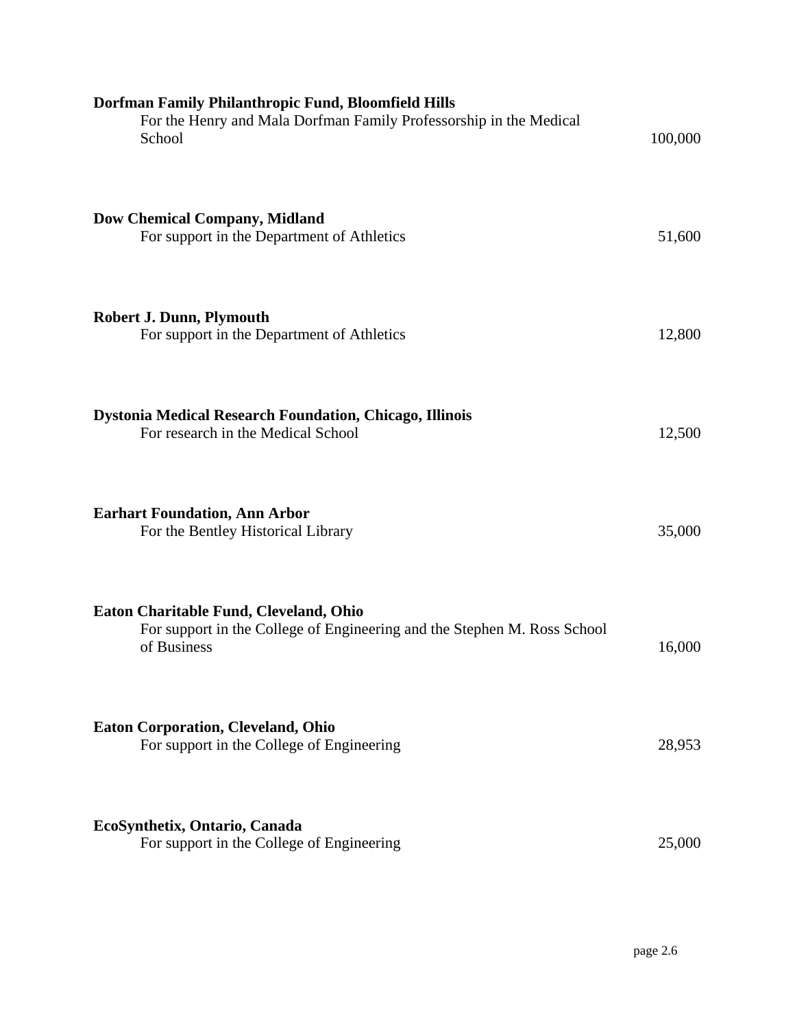**Dorfman Family Philanthropic Fund, Bloomfield Hills**
For the Henry and Mala Dorfman Family Professorship in the Medical School — 100,000

**Dow Chemical Company, Midland**
For support in the Department of Athletics — 51,600

**Robert J. Dunn, Plymouth**
For support in the Department of Athletics — 12,800

**Dystonia Medical Research Foundation, Chicago, Illinois**
For research in the Medical School — 12,500

**Earhart Foundation, Ann Arbor**
For the Bentley Historical Library — 35,000

**Eaton Charitable Fund, Cleveland, Ohio**
For support in the College of Engineering and the Stephen M. Ross School of Business — 16,000

**Eaton Corporation, Cleveland, Ohio**
For support in the College of Engineering — 28,953

**EcoSynthetix, Ontario, Canada**
For support in the College of Engineering — 25,000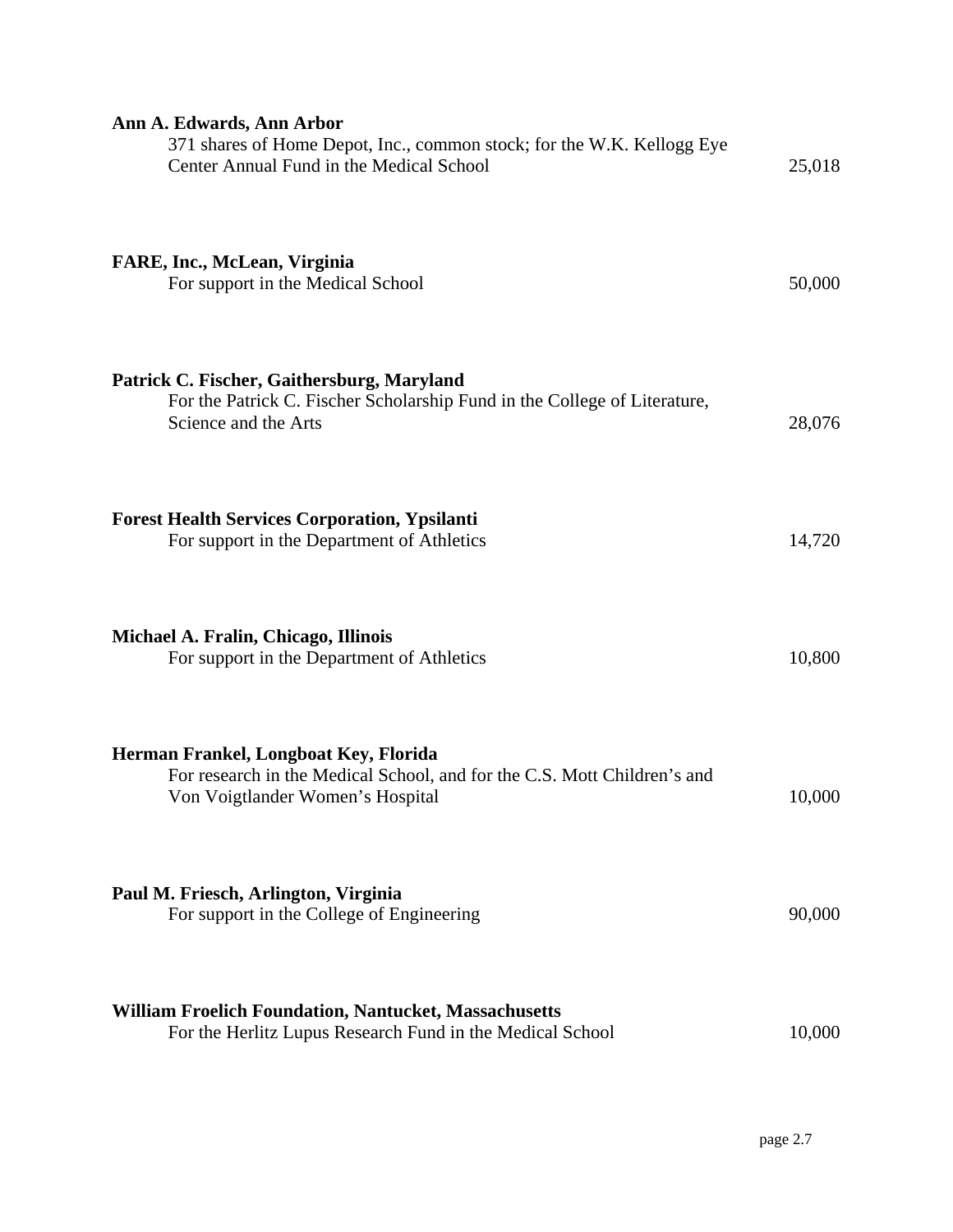**Ann A. Edwards, Ann Arbor**
371 shares of Home Depot, Inc., common stock; for the W.K. Kellogg Eye Center Annual Fund in the Medical School — 25,018

**FARE, Inc., McLean, Virginia**
For support in the Medical School — 50,000

**Patrick C. Fischer, Gaithersburg, Maryland**
For the Patrick C. Fischer Scholarship Fund in the College of Literature, Science and the Arts — 28,076

**Forest Health Services Corporation, Ypsilanti**
For support in the Department of Athletics — 14,720

**Michael A. Fralin, Chicago, Illinois**
For support in the Department of Athletics — 10,800

**Herman Frankel, Longboat Key, Florida**
For research in the Medical School, and for the C.S. Mott Children's and Von Voigtlander Women's Hospital — 10,000

**Paul M. Friesch, Arlington, Virginia**
For support in the College of Engineering — 90,000

**William Froelich Foundation, Nantucket, Massachusetts**
For the Herlitz Lupus Research Fund in the Medical School — 10,000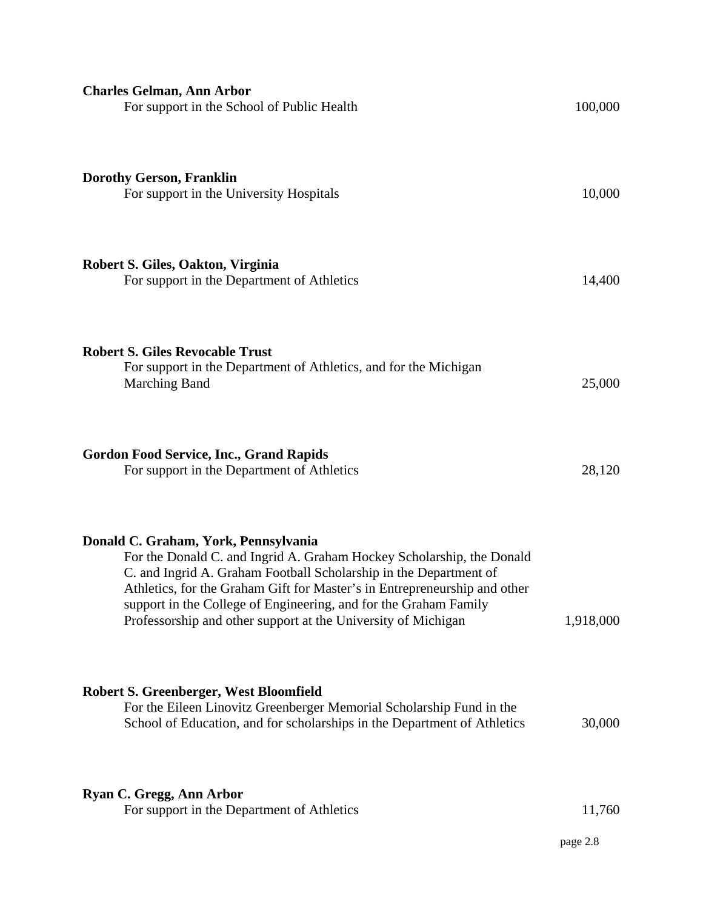**Charles Gelman, Ann Arbor**
For support in the School of Public Health — 100,000

**Dorothy Gerson, Franklin**
For support in the University Hospitals — 10,000

**Robert S. Giles, Oakton, Virginia**
For support in the Department of Athletics — 14,400

**Robert S. Giles Revocable Trust**
For support in the Department of Athletics, and for the Michigan Marching Band — 25,000

**Gordon Food Service, Inc., Grand Rapids**
For support in the Department of Athletics — 28,120

**Donald C. Graham, York, Pennsylvania**
For the Donald C. and Ingrid A. Graham Hockey Scholarship, the Donald C. and Ingrid A. Graham Football Scholarship in the Department of Athletics, for the Graham Gift for Master's in Entrepreneurship and other support in the College of Engineering, and for the Graham Family Professorship and other support at the University of Michigan — 1,918,000

**Robert S. Greenberger, West Bloomfield**
For the Eileen Linovitz Greenberger Memorial Scholarship Fund in the School of Education, and for scholarships in the Department of Athletics — 30,000

**Ryan C. Gregg, Ann Arbor**
For support in the Department of Athletics — 11,760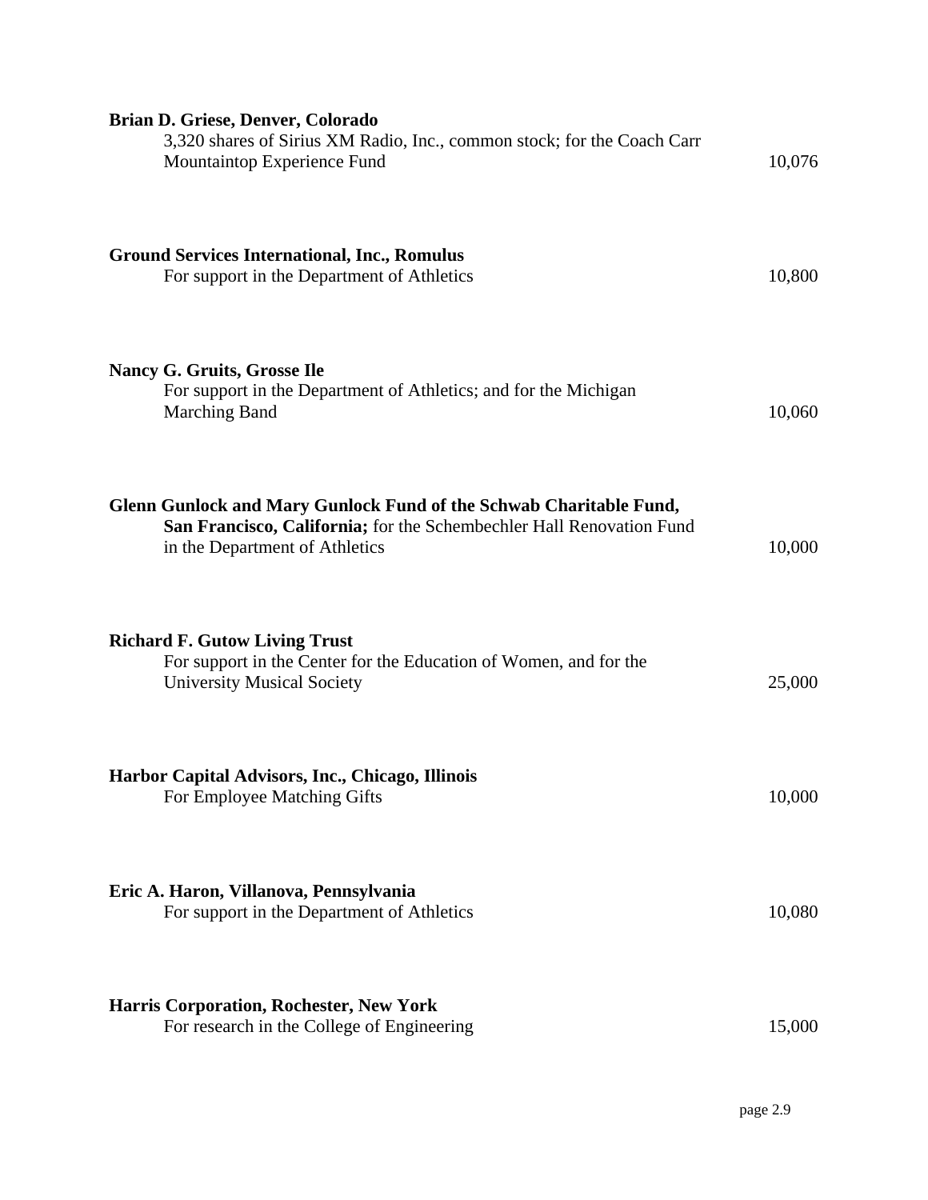**Brian D. Griese, Denver, Colorado**
3,320 shares of Sirius XM Radio, Inc., common stock; for the Coach Carr Mountaintop Experience Fund — 10,076

**Ground Services International, Inc., Romulus**
For support in the Department of Athletics — 10,800

**Nancy G. Gruits, Grosse Ile**
For support in the Department of Athletics; and for the Michigan Marching Band — 10,060

**Glenn Gunlock and Mary Gunlock Fund of the Schwab Charitable Fund, San Francisco, California;** for the Schembechler Hall Renovation Fund in the Department of Athletics — 10,000

**Richard F. Gutow Living Trust**
For support in the Center for the Education of Women, and for the University Musical Society — 25,000

**Harbor Capital Advisors, Inc., Chicago, Illinois**
For Employee Matching Gifts — 10,000

**Eric A. Haron, Villanova, Pennsylvania**
For support in the Department of Athletics — 10,080

**Harris Corporation, Rochester, New York**
For research in the College of Engineering — 15,000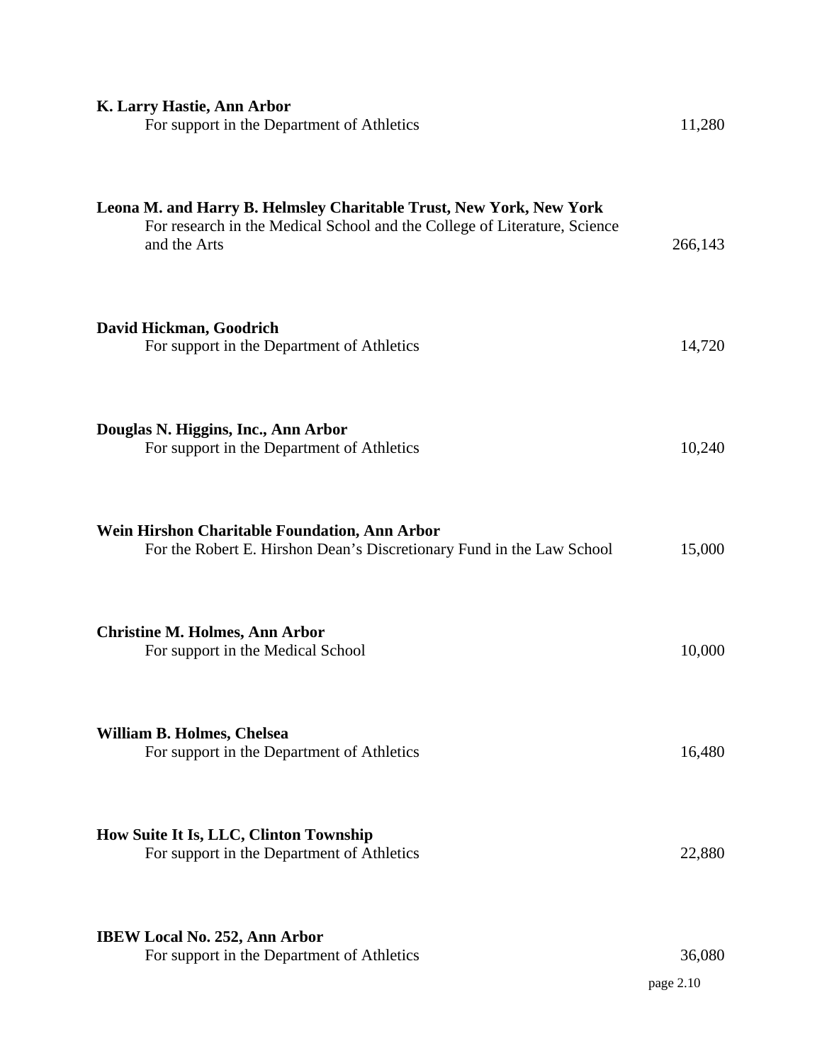**K. Larry Hastie, Ann Arbor**
For support in the Department of Athletics 11,280

**Leona M. and Harry B. Helmsley Charitable Trust, New York, New York**
For research in the Medical School and the College of Literature, Science and the Arts 266,143

**David Hickman, Goodrich**
For support in the Department of Athletics 14,720

**Douglas N. Higgins, Inc., Ann Arbor**
For support in the Department of Athletics 10,240

**Wein Hirshon Charitable Foundation, Ann Arbor**
For the Robert E. Hirshon Dean's Discretionary Fund in the Law School 15,000

**Christine M. Holmes, Ann Arbor**
For support in the Medical School 10,000

**William B. Holmes, Chelsea**
For support in the Department of Athletics 16,480

**How Suite It Is, LLC, Clinton Township**
For support in the Department of Athletics 22,880

**IBEW Local No. 252, Ann Arbor**
For support in the Department of Athletics 36,080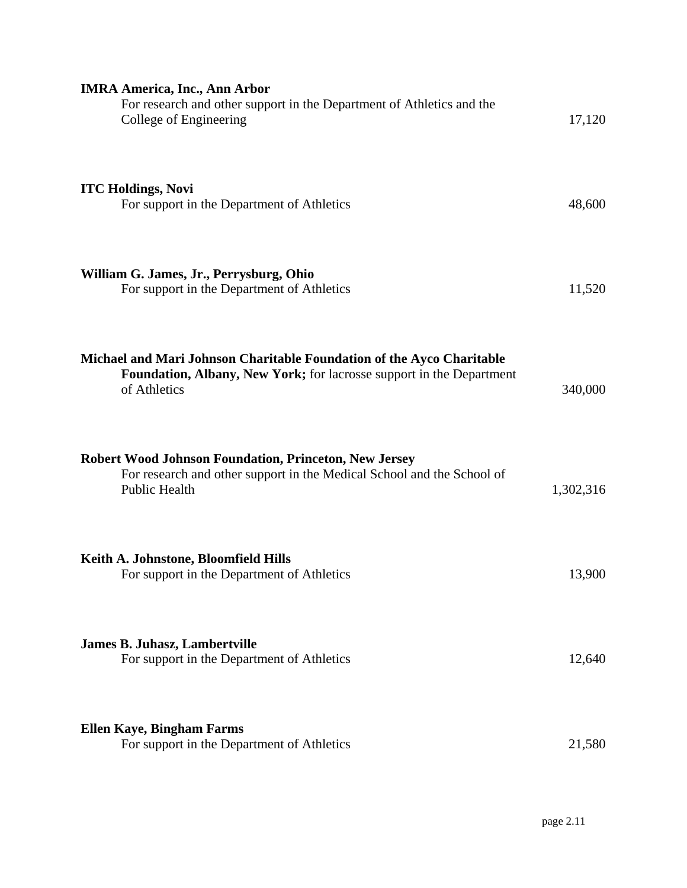**IMRA America, Inc., Ann Arbor**
For research and other support in the Department of Athletics and the College of Engineering — 17,120

**ITC Holdings, Novi**
For support in the Department of Athletics — 48,600

**William G. James, Jr., Perrysburg, Ohio**
For support in the Department of Athletics — 11,520

**Michael and Mari Johnson Charitable Foundation of the Ayco Charitable Foundation, Albany, New York;** for lacrosse support in the Department of Athletics — 340,000

**Robert Wood Johnson Foundation, Princeton, New Jersey**
For research and other support in the Medical School and the School of Public Health — 1,302,316

**Keith A. Johnstone, Bloomfield Hills**
For support in the Department of Athletics — 13,900

**James B. Juhasz, Lambertville**
For support in the Department of Athletics — 12,640

**Ellen Kaye, Bingham Farms**
For support in the Department of Athletics — 21,580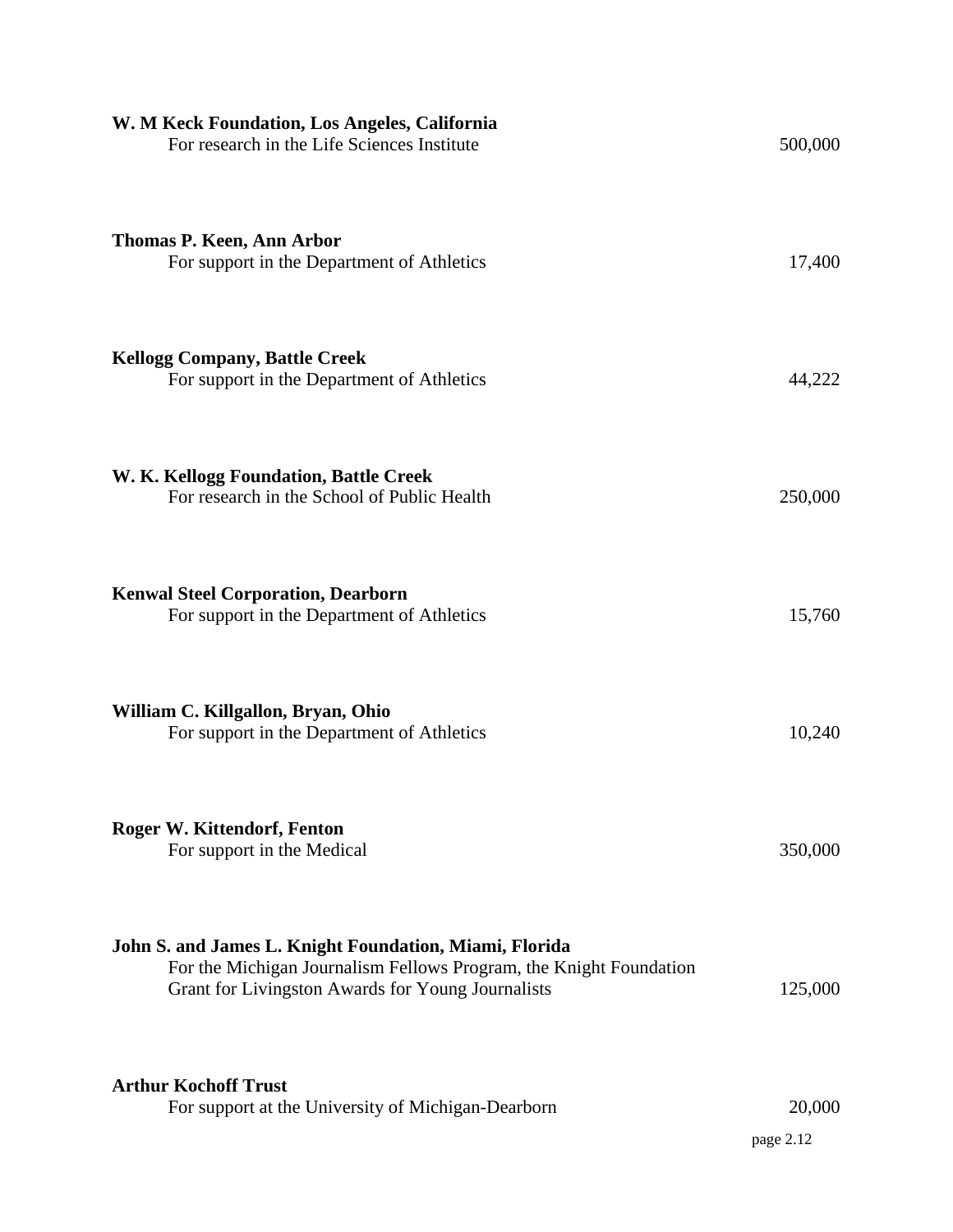**W. M Keck Foundation, Los Angeles, California**
For research in the Life Sciences Institute — 500,000

**Thomas P. Keen, Ann Arbor**
For support in the Department of Athletics — 17,400

**Kellogg Company, Battle Creek**
For support in the Department of Athletics — 44,222

**W. K. Kellogg Foundation, Battle Creek**
For research in the School of Public Health — 250,000

**Kenwal Steel Corporation, Dearborn**
For support in the Department of Athletics — 15,760

**William C. Killgallon, Bryan, Ohio**
For support in the Department of Athletics — 10,240

**Roger W. Kittendorf, Fenton**
For support in the Medical — 350,000

**John S. and James L. Knight Foundation, Miami, Florida**
For the Michigan Journalism Fellows Program, the Knight Foundation Grant for Livingston Awards for Young Journalists — 125,000

**Arthur Kochoff Trust**
For support at the University of Michigan-Dearborn — 20,000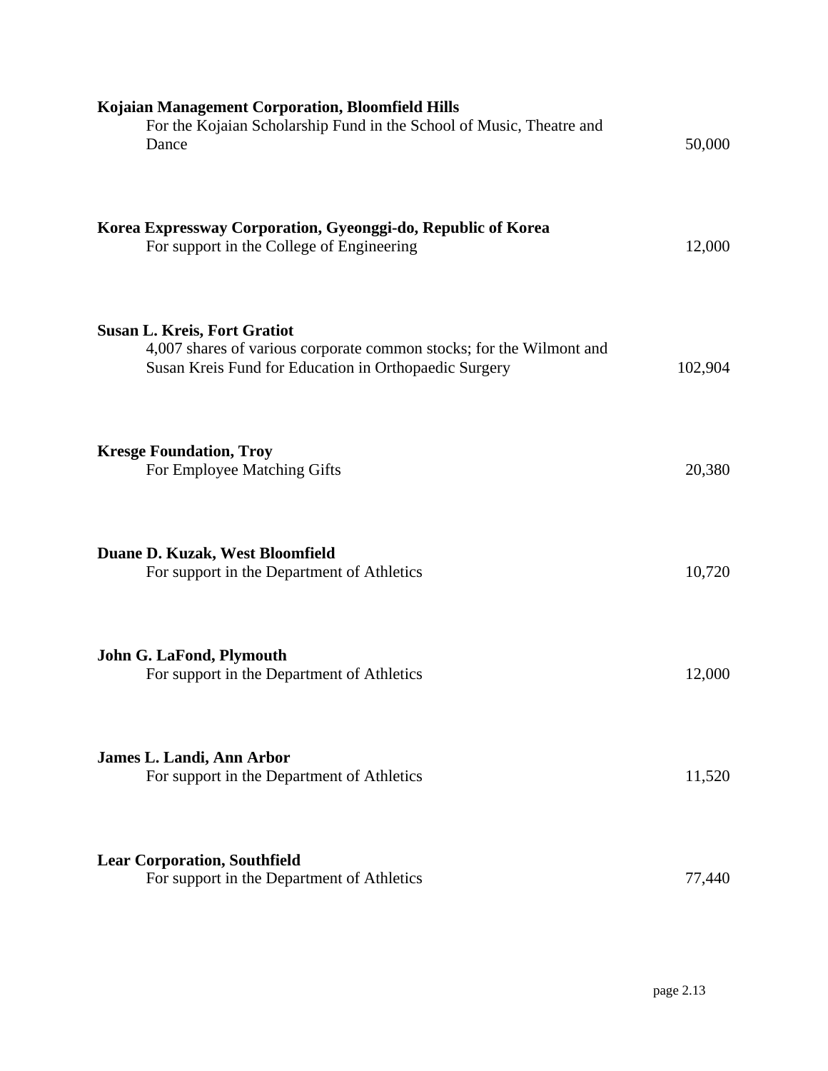**Kojaian Management Corporation, Bloomfield Hills**
For the Kojaian Scholarship Fund in the School of Music, Theatre and Dance — 50,000

**Korea Expressway Corporation, Gyeonggi-do, Republic of Korea**
For support in the College of Engineering — 12,000

**Susan L. Kreis, Fort Gratiot**
4,007 shares of various corporate common stocks; for the Wilmont and Susan Kreis Fund for Education in Orthopaedic Surgery — 102,904

**Kresge Foundation, Troy**
For Employee Matching Gifts — 20,380

**Duane D. Kuzak, West Bloomfield**
For support in the Department of Athletics — 10,720

**John G. LaFond, Plymouth**
For support in the Department of Athletics — 12,000

**James L. Landi, Ann Arbor**
For support in the Department of Athletics — 11,520

**Lear Corporation, Southfield**
For support in the Department of Athletics — 77,440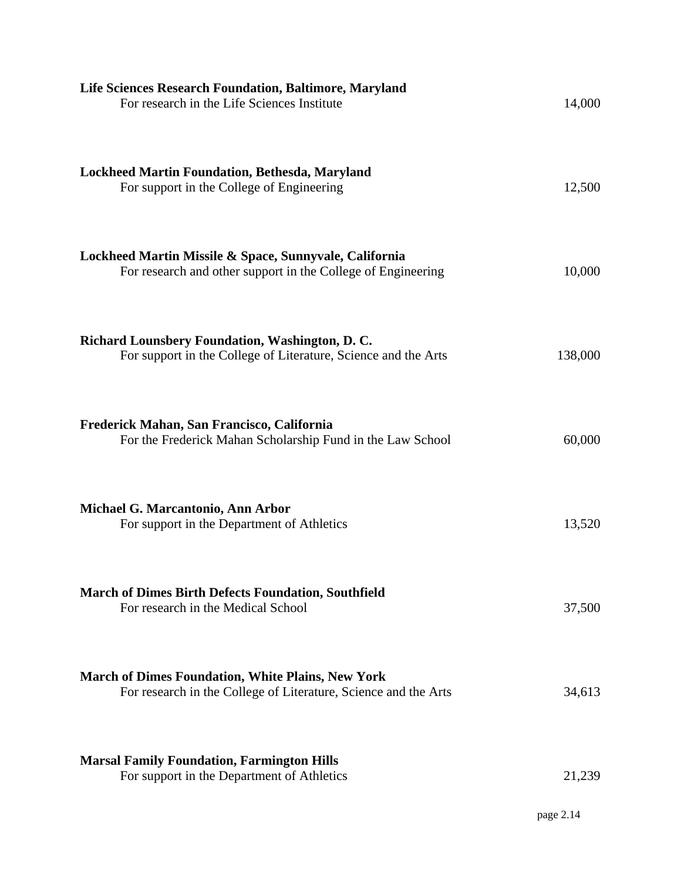**Life Sciences Research Foundation, Baltimore, Maryland**
For research in the Life Sciences Institute 14,000

**Lockheed Martin Foundation, Bethesda, Maryland**
For support in the College of Engineering 12,500

**Lockheed Martin Missile & Space, Sunnyvale, California**
For research and other support in the College of Engineering 10,000

**Richard Lounsbery Foundation, Washington, D. C.**
For support in the College of Literature, Science and the Arts 138,000

**Frederick Mahan, San Francisco, California**
For the Frederick Mahan Scholarship Fund in the Law School 60,000

**Michael G. Marcantonio, Ann Arbor**
For support in the Department of Athletics 13,520

**March of Dimes Birth Defects Foundation, Southfield**
For research in the Medical School 37,500

**March of Dimes Foundation, White Plains, New York**
For research in the College of Literature, Science and the Arts 34,613

**Marsal Family Foundation, Farmington Hills**
For support in the Department of Athletics 21,239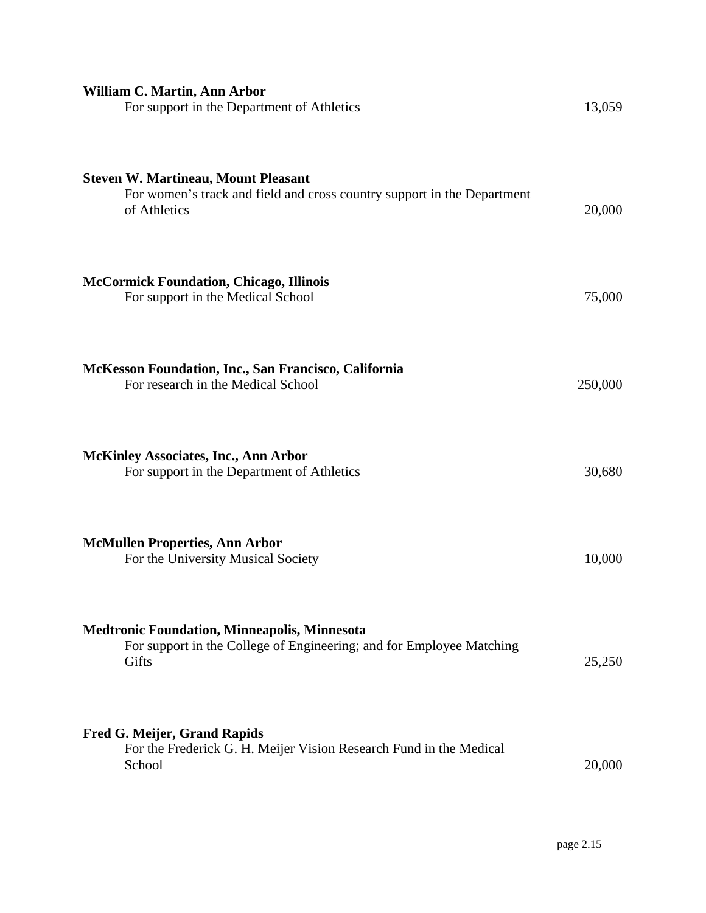**William C. Martin, Ann Arbor**
For support in the Department of Athletics 13,059

**Steven W. Martineau, Mount Pleasant**
For women's track and field and cross country support in the Department of Athletics 20,000

**McCormick Foundation, Chicago, Illinois**
For support in the Medical School 75,000

**McKesson Foundation, Inc., San Francisco, California**
For research in the Medical School 250,000

**McKinley Associates, Inc., Ann Arbor**
For support in the Department of Athletics 30,680

**McMullen Properties, Ann Arbor**
For the University Musical Society 10,000

**Medtronic Foundation, Minneapolis, Minnesota**
For support in the College of Engineering; and for Employee Matching Gifts 25,250

**Fred G. Meijer, Grand Rapids**
For the Frederick G. H. Meijer Vision Research Fund in the Medical School 20,000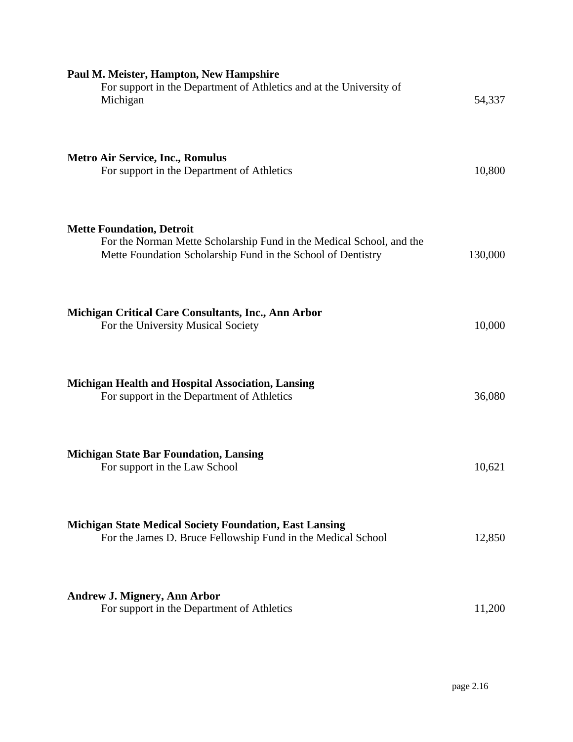**Paul M. Meister, Hampton, New Hampshire**
For support in the Department of Athletics and at the University of Michigan 54,337

**Metro Air Service, Inc., Romulus**
For support in the Department of Athletics 10,800

**Mette Foundation, Detroit**
For the Norman Mette Scholarship Fund in the Medical School, and the Mette Foundation Scholarship Fund in the School of Dentistry 130,000

**Michigan Critical Care Consultants, Inc., Ann Arbor**
For the University Musical Society 10,000

**Michigan Health and Hospital Association, Lansing**
For support in the Department of Athletics 36,080

**Michigan State Bar Foundation, Lansing**
For support in the Law School 10,621

**Michigan State Medical Society Foundation, East Lansing**
For the James D. Bruce Fellowship Fund in the Medical School 12,850

**Andrew J. Mignery, Ann Arbor**
For support in the Department of Athletics 11,200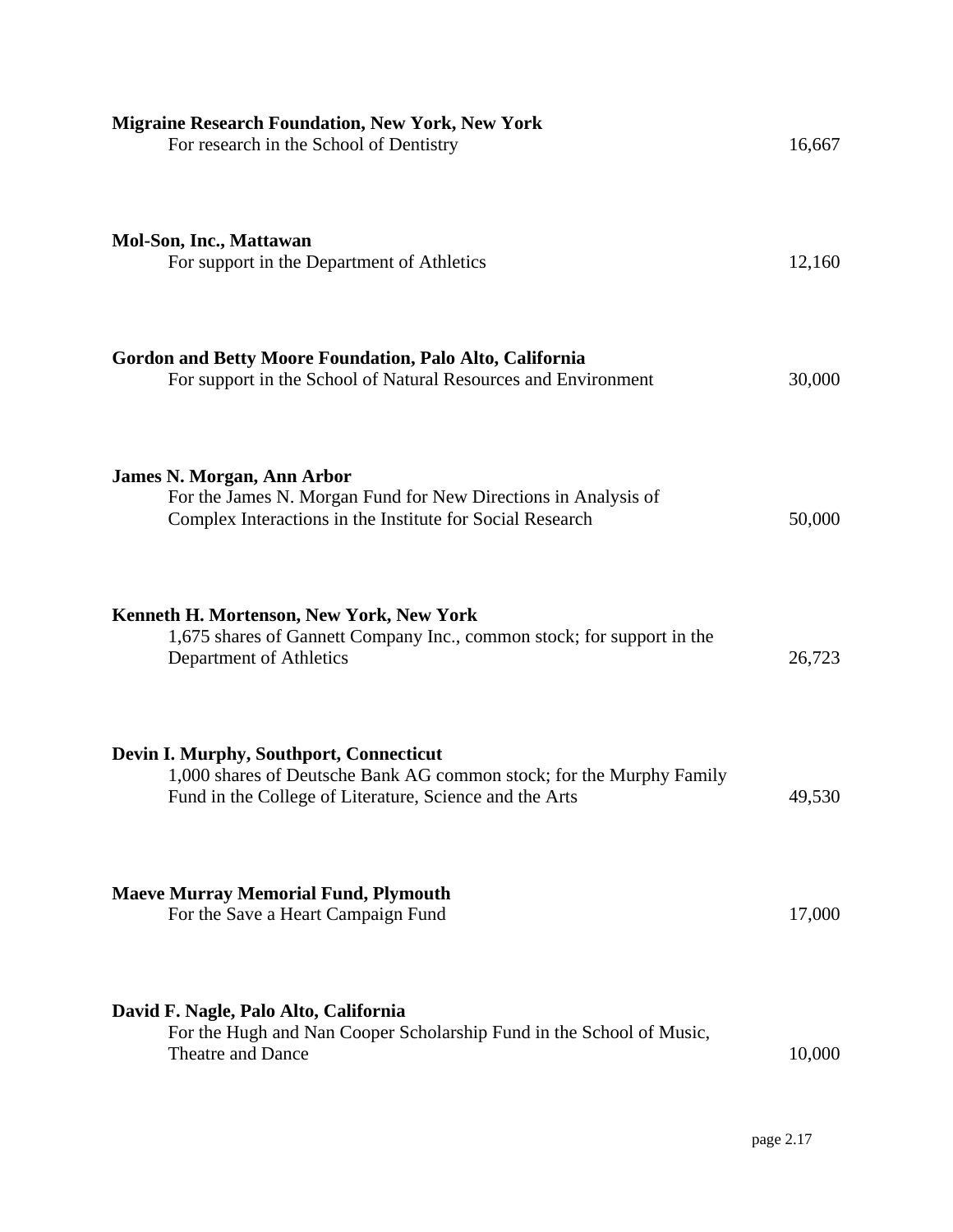**Migraine Research Foundation, New York, New York**
For research in the School of Dentistry 16,667

**Mol-Son, Inc., Mattawan**
For support in the Department of Athletics 12,160

**Gordon and Betty Moore Foundation, Palo Alto, California**
For support in the School of Natural Resources and Environment 30,000

**James N. Morgan, Ann Arbor**
For the James N. Morgan Fund for New Directions in Analysis of Complex Interactions in the Institute for Social Research 50,000

**Kenneth H. Mortenson, New York, New York**
1,675 shares of Gannett Company Inc., common stock; for support in the Department of Athletics 26,723

**Devin I. Murphy, Southport, Connecticut**
1,000 shares of Deutsche Bank AG common stock; for the Murphy Family Fund in the College of Literature, Science and the Arts 49,530

**Maeve Murray Memorial Fund, Plymouth**
For the Save a Heart Campaign Fund 17,000

**David F. Nagle, Palo Alto, California**
For the Hugh and Nan Cooper Scholarship Fund in the School of Music, Theatre and Dance 10,000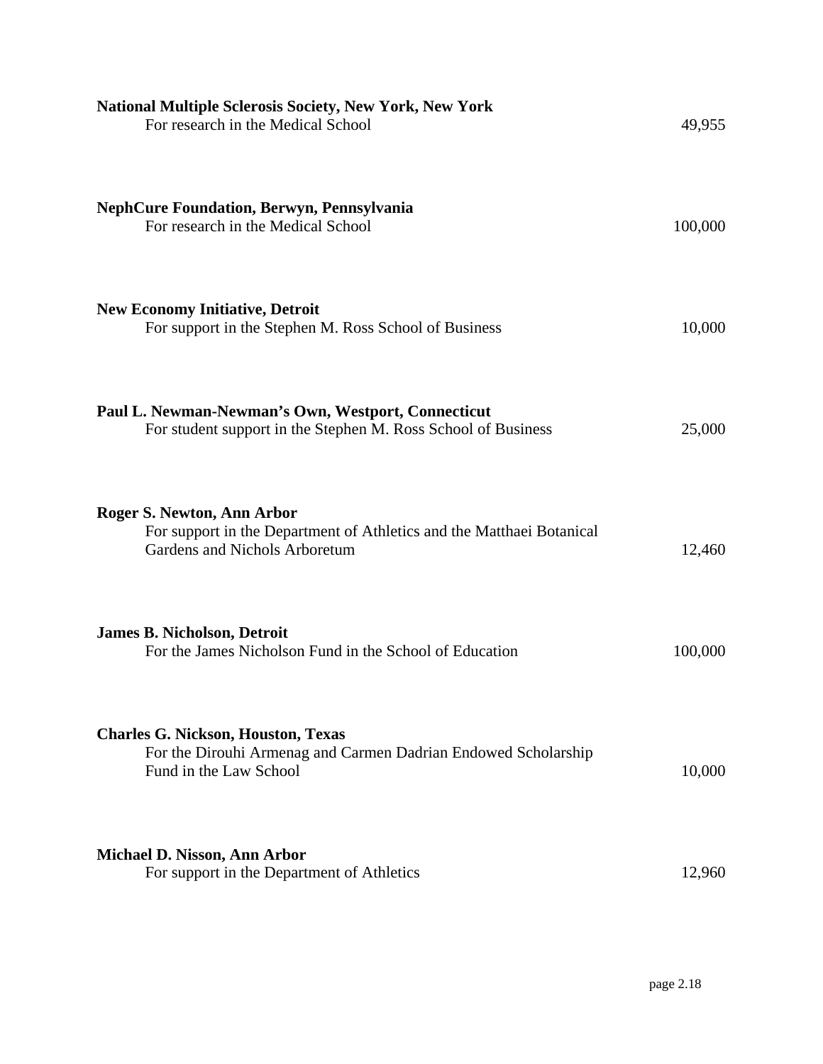**National Multiple Sclerosis Society, New York, New York**
For research in the Medical School 49,955

**NephCure Foundation, Berwyn, Pennsylvania**
For research in the Medical School 100,000

**New Economy Initiative, Detroit**
For support in the Stephen M. Ross School of Business 10,000

**Paul L. Newman-Newman's Own, Westport, Connecticut**
For student support in the Stephen M. Ross School of Business 25,000

**Roger S. Newton, Ann Arbor**
For support in the Department of Athletics and the Matthaei Botanical Gardens and Nichols Arboretum 12,460

**James B. Nicholson, Detroit**
For the James Nicholson Fund in the School of Education 100,000

**Charles G. Nickson, Houston, Texas**
For the Dirouhi Armenag and Carmen Dadrian Endowed Scholarship Fund in the Law School 10,000

**Michael D. Nisson, Ann Arbor**
For support in the Department of Athletics 12,960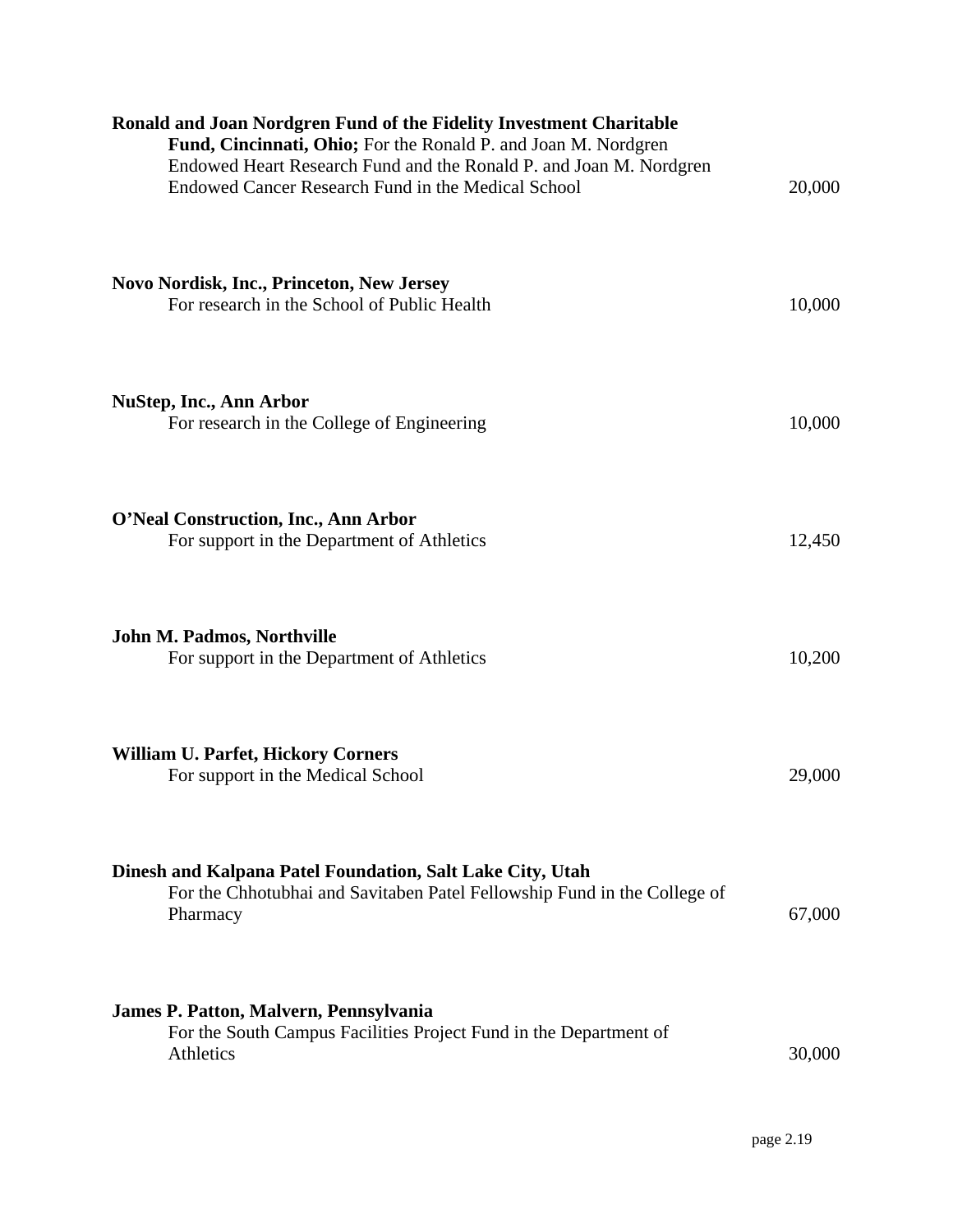**Ronald and Joan Nordgren Fund of the Fidelity Investment Charitable Fund, Cincinnati, Ohio;** For the Ronald P. and Joan M. Nordgren Endowed Heart Research Fund and the Ronald P. and Joan M. Nordgren Endowed Cancer Research Fund in the Medical School — 20,000

**Novo Nordisk, Inc., Princeton, New Jersey**
For research in the School of Public Health — 10,000

**NuStep, Inc., Ann Arbor**
For research in the College of Engineering — 10,000

**O'Neal Construction, Inc., Ann Arbor**
For support in the Department of Athletics — 12,450

**John M. Padmos, Northville**
For support in the Department of Athletics — 10,200

**William U. Parfet, Hickory Corners**
For support in the Medical School — 29,000

**Dinesh and Kalpana Patel Foundation, Salt Lake City, Utah**
For the Chhotubhai and Savitaben Patel Fellowship Fund in the College of Pharmacy — 67,000

**James P. Patton, Malvern, Pennsylvania**
For the South Campus Facilities Project Fund in the Department of Athletics — 30,000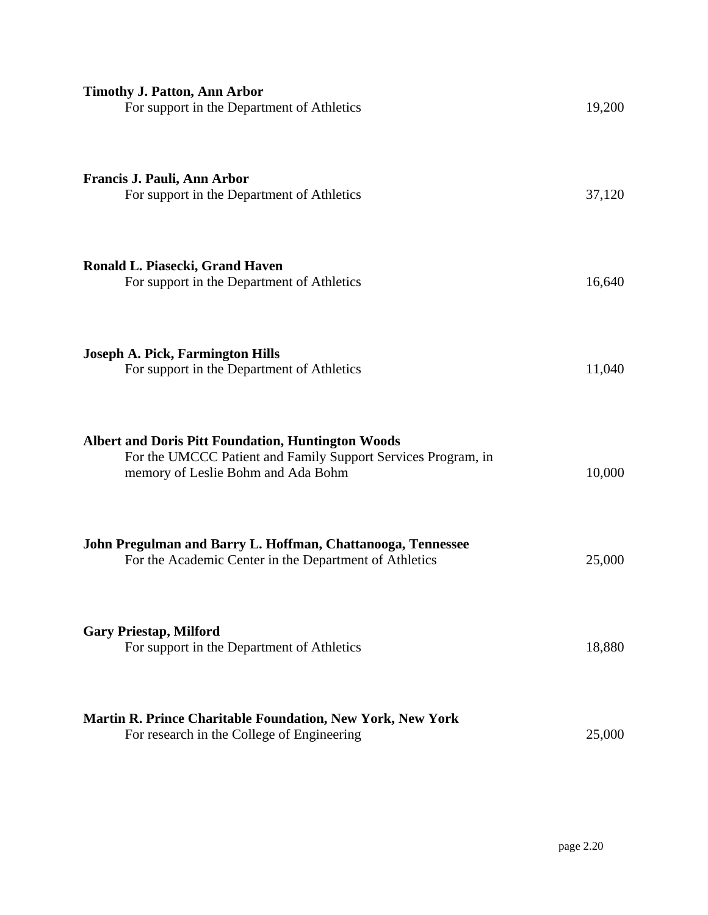**Timothy J. Patton, Ann Arbor**
For support in the Department of Athletics 19,200

**Francis J. Pauli, Ann Arbor**
For support in the Department of Athletics 37,120

**Ronald L. Piasecki, Grand Haven**
For support in the Department of Athletics 16,640

**Joseph A. Pick, Farmington Hills**
For support in the Department of Athletics 11,040

**Albert and Doris Pitt Foundation, Huntington Woods**
For the UMCCC Patient and Family Support Services Program, in memory of Leslie Bohm and Ada Bohm 10,000

**John Pregulman and Barry L. Hoffman, Chattanooga, Tennessee**
For the Academic Center in the Department of Athletics 25,000

**Gary Priestap, Milford**
For support in the Department of Athletics 18,880

**Martin R. Prince Charitable Foundation, New York, New York**
For research in the College of Engineering 25,000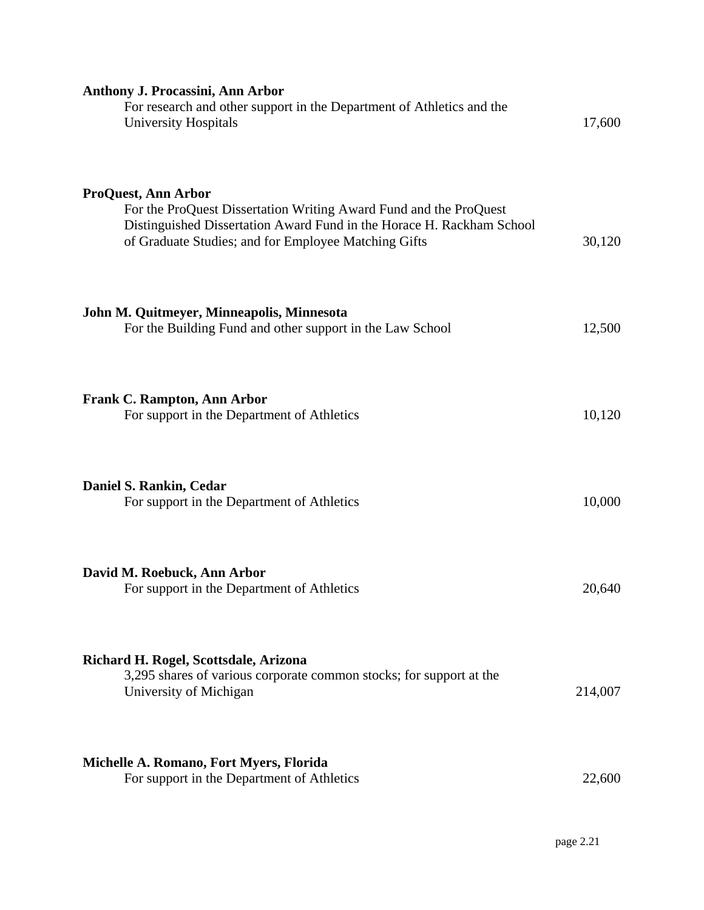**Anthony J. Procassini, Ann Arbor**
For research and other support in the Department of Athletics and the University Hospitals 17,600

**ProQuest, Ann Arbor**
For the ProQuest Dissertation Writing Award Fund and the ProQuest Distinguished Dissertation Award Fund in the Horace H. Rackham School of Graduate Studies; and for Employee Matching Gifts 30,120

**John M. Quitmeyer, Minneapolis, Minnesota**
For the Building Fund and other support in the Law School 12,500

**Frank C. Rampton, Ann Arbor**
For support in the Department of Athletics 10,120

**Daniel S. Rankin, Cedar**
For support in the Department of Athletics 10,000

**David M. Roebuck, Ann Arbor**
For support in the Department of Athletics 20,640

**Richard H. Rogel, Scottsdale, Arizona**
3,295 shares of various corporate common stocks; for support at the University of Michigan 214,007

**Michelle A. Romano, Fort Myers, Florida**
For support in the Department of Athletics 22,600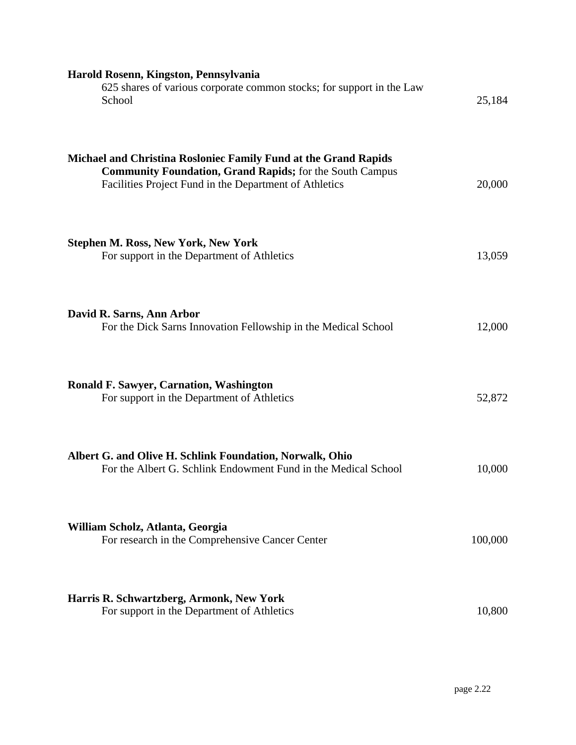**Harold Rosenn, Kingston, Pennsylvania**
625 shares of various corporate common stocks; for support in the Law School — 25,184

**Michael and Christina Rosloniec Family Fund at the Grand Rapids Community Foundation, Grand Rapids;** for the South Campus Facilities Project Fund in the Department of Athletics — 20,000

**Stephen M. Ross, New York, New York**
For support in the Department of Athletics — 13,059

**David R. Sarns, Ann Arbor**
For the Dick Sarns Innovation Fellowship in the Medical School — 12,000

**Ronald F. Sawyer, Carnation, Washington**
For support in the Department of Athletics — 52,872

**Albert G. and Olive H. Schlink Foundation, Norwalk, Ohio**
For the Albert G. Schlink Endowment Fund in the Medical School — 10,000

**William Scholz, Atlanta, Georgia**
For research in the Comprehensive Cancer Center — 100,000

**Harris R. Schwartzberg, Armonk, New York**
For support in the Department of Athletics — 10,800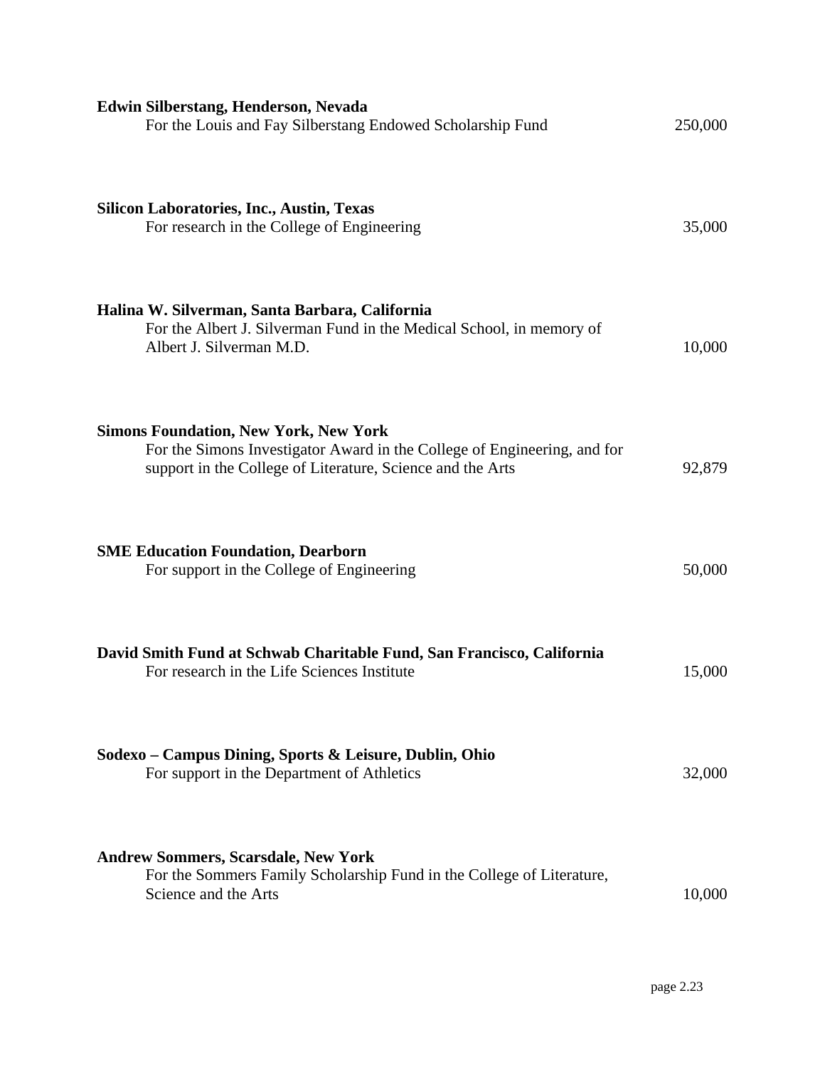**Edwin Silberstang, Henderson, Nevada**
For the Louis and Fay Silberstang Endowed Scholarship Fund 250,000

**Silicon Laboratories, Inc., Austin, Texas**
For research in the College of Engineering 35,000

**Halina W. Silverman, Santa Barbara, California**
For the Albert J. Silverman Fund in the Medical School, in memory of Albert J. Silverman M.D. 10,000

**Simons Foundation, New York, New York**
For the Simons Investigator Award in the College of Engineering, and for support in the College of Literature, Science and the Arts 92,879

**SME Education Foundation, Dearborn**
For support in the College of Engineering 50,000

**David Smith Fund at Schwab Charitable Fund, San Francisco, California**
For research in the Life Sciences Institute 15,000

**Sodexo – Campus Dining, Sports & Leisure, Dublin, Ohio**
For support in the Department of Athletics 32,000

**Andrew Sommers, Scarsdale, New York**
For the Sommers Family Scholarship Fund in the College of Literature, Science and the Arts 10,000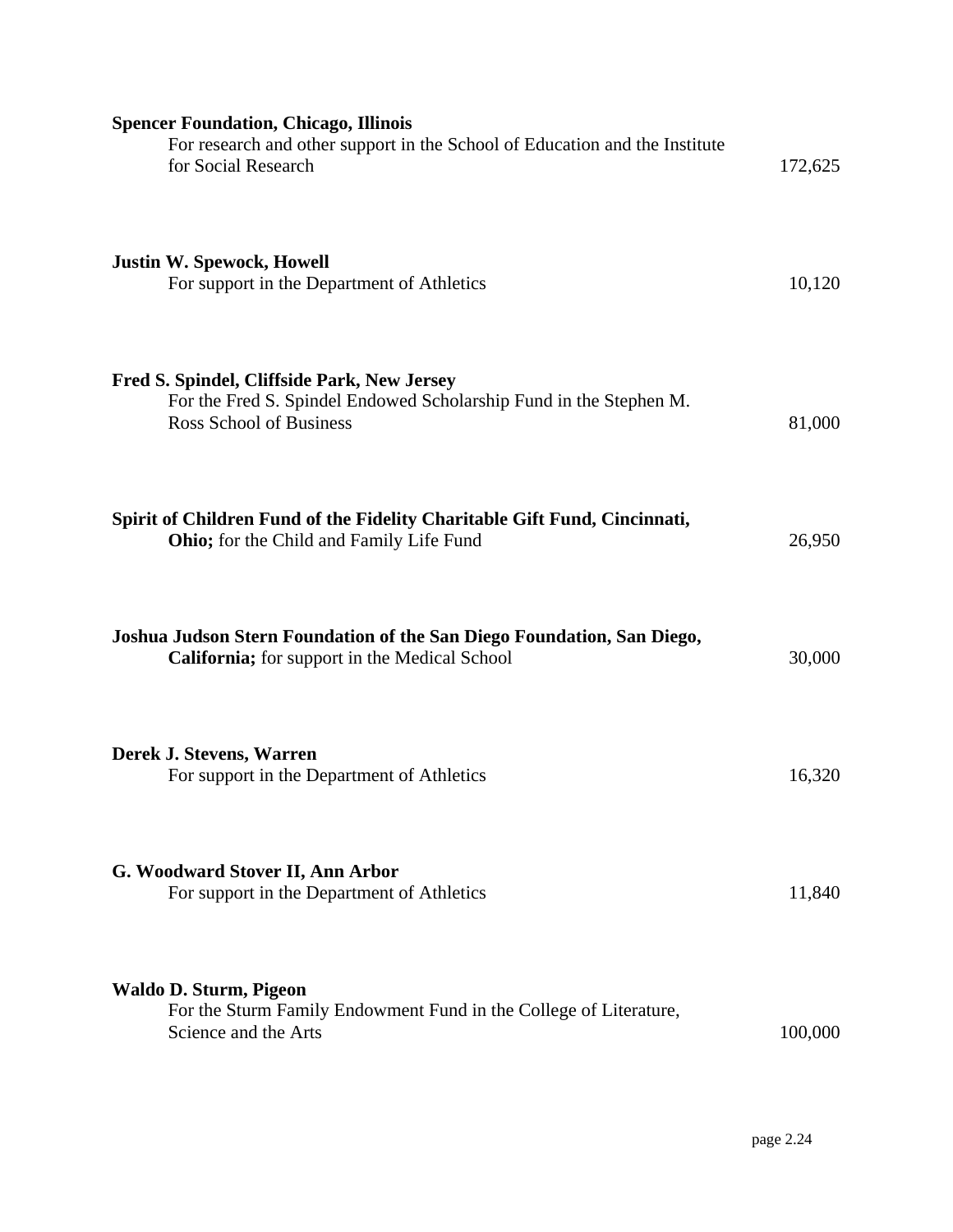**Spencer Foundation, Chicago, Illinois**
For research and other support in the School of Education and the Institute for Social Research — 172,625

**Justin W. Spewock, Howell**
For support in the Department of Athletics — 10,120

**Fred S. Spindel, Cliffside Park, New Jersey**
For the Fred S. Spindel Endowed Scholarship Fund in the Stephen M. Ross School of Business — 81,000

**Spirit of Children Fund of the Fidelity Charitable Gift Fund, Cincinnati, Ohio;** for the Child and Family Life Fund — 26,950

**Joshua Judson Stern Foundation of the San Diego Foundation, San Diego, California;** for support in the Medical School — 30,000

**Derek J. Stevens, Warren**
For support in the Department of Athletics — 16,320

**G. Woodward Stover II, Ann Arbor**
For support in the Department of Athletics — 11,840

**Waldo D. Sturm, Pigeon**
For the Sturm Family Endowment Fund in the College of Literature, Science and the Arts — 100,000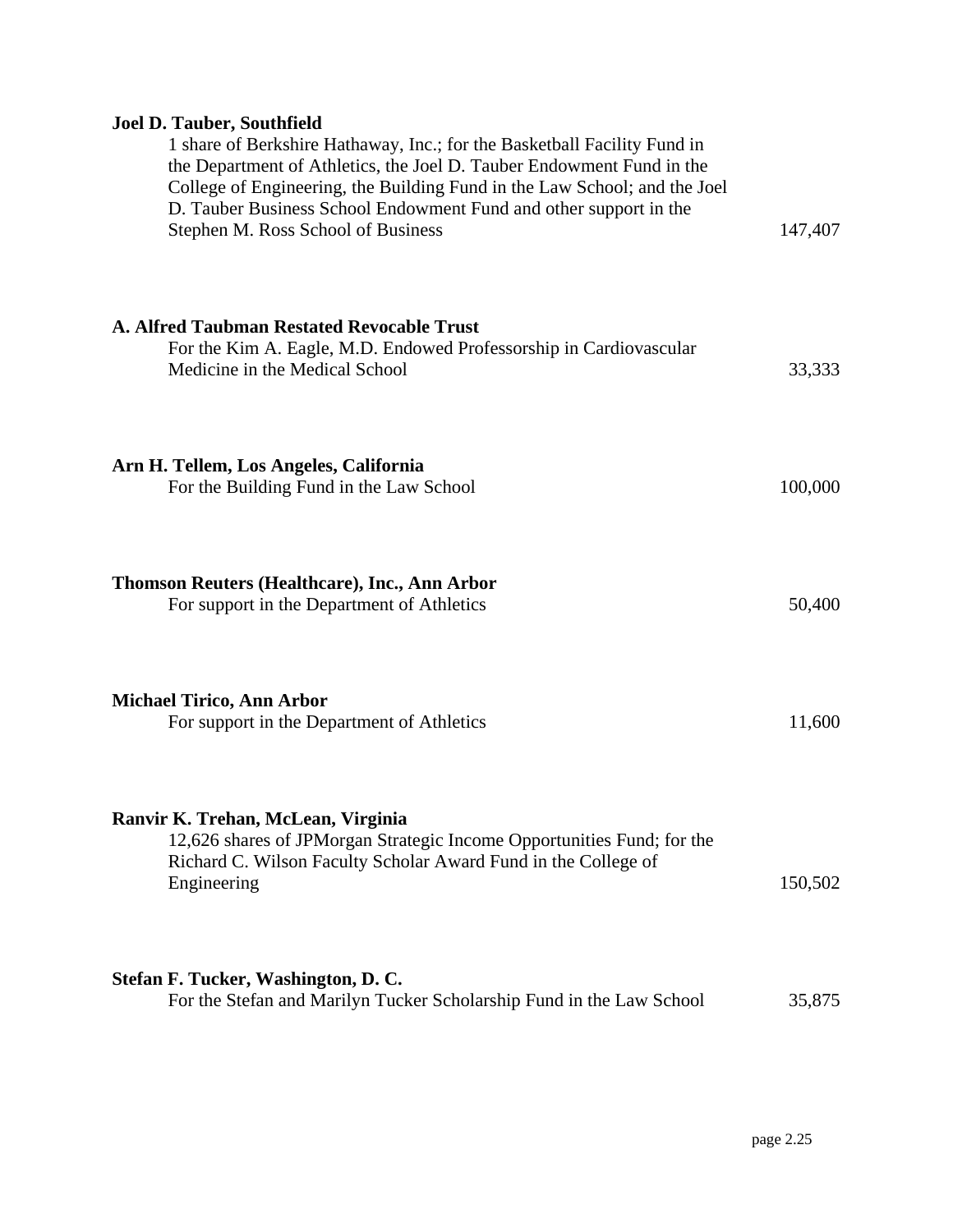**Joel D. Tauber, Southfield**
1 share of Berkshire Hathaway, Inc.; for the Basketball Facility Fund in the Department of Athletics, the Joel D. Tauber Endowment Fund in the College of Engineering, the Building Fund in the Law School; and the Joel D. Tauber Business School Endowment Fund and other support in the Stephen M. Ross School of Business — 147,407

**A. Alfred Taubman Restated Revocable Trust**
For the Kim A. Eagle, M.D. Endowed Professorship in Cardiovascular Medicine in the Medical School — 33,333

**Arn H. Tellem, Los Angeles, California**
For the Building Fund in the Law School — 100,000

**Thomson Reuters (Healthcare), Inc., Ann Arbor**
For support in the Department of Athletics — 50,400

**Michael Tirico, Ann Arbor**
For support in the Department of Athletics — 11,600

**Ranvir K. Trehan, McLean, Virginia**
12,626 shares of JPMorgan Strategic Income Opportunities Fund; for the Richard C. Wilson Faculty Scholar Award Fund in the College of Engineering — 150,502

**Stefan F. Tucker, Washington, D. C.**
For the Stefan and Marilyn Tucker Scholarship Fund in the Law School — 35,875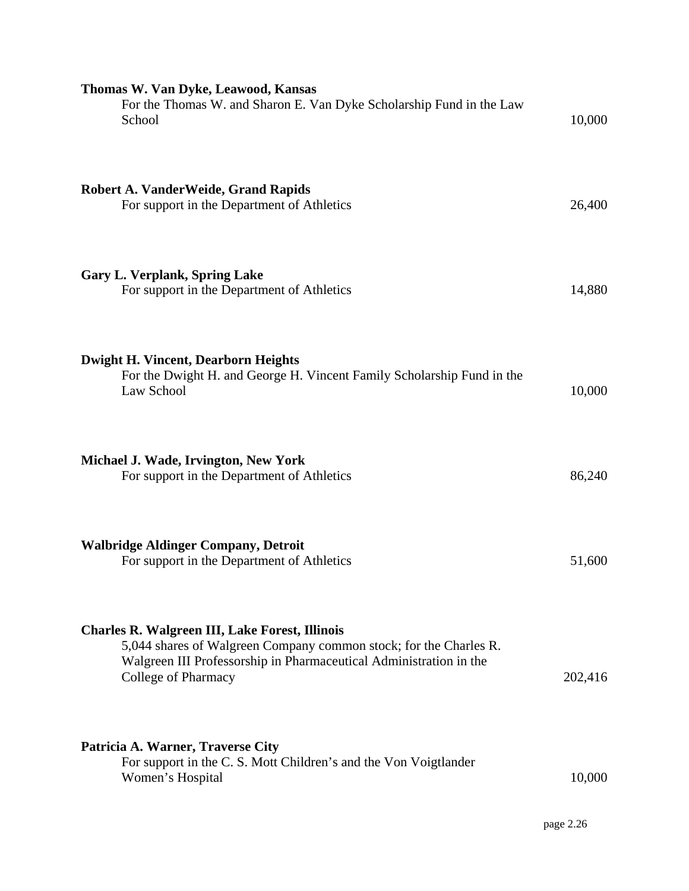**Thomas W. Van Dyke, Leawood, Kansas**
For the Thomas W. and Sharon E. Van Dyke Scholarship Fund in the Law School — 10,000

**Robert A. VanderWeide, Grand Rapids**
For support in the Department of Athletics — 26,400

**Gary L. Verplank, Spring Lake**
For support in the Department of Athletics — 14,880

**Dwight H. Vincent, Dearborn Heights**
For the Dwight H. and George H. Vincent Family Scholarship Fund in the Law School — 10,000

**Michael J. Wade, Irvington, New York**
For support in the Department of Athletics — 86,240

**Walbridge Aldinger Company, Detroit**
For support in the Department of Athletics — 51,600

**Charles R. Walgreen III, Lake Forest, Illinois**
5,044 shares of Walgreen Company common stock; for the Charles R. Walgreen III Professorship in Pharmaceutical Administration in the College of Pharmacy — 202,416

**Patricia A. Warner, Traverse City**
For support in the C. S. Mott Children's and the Von Voigtlander Women's Hospital — 10,000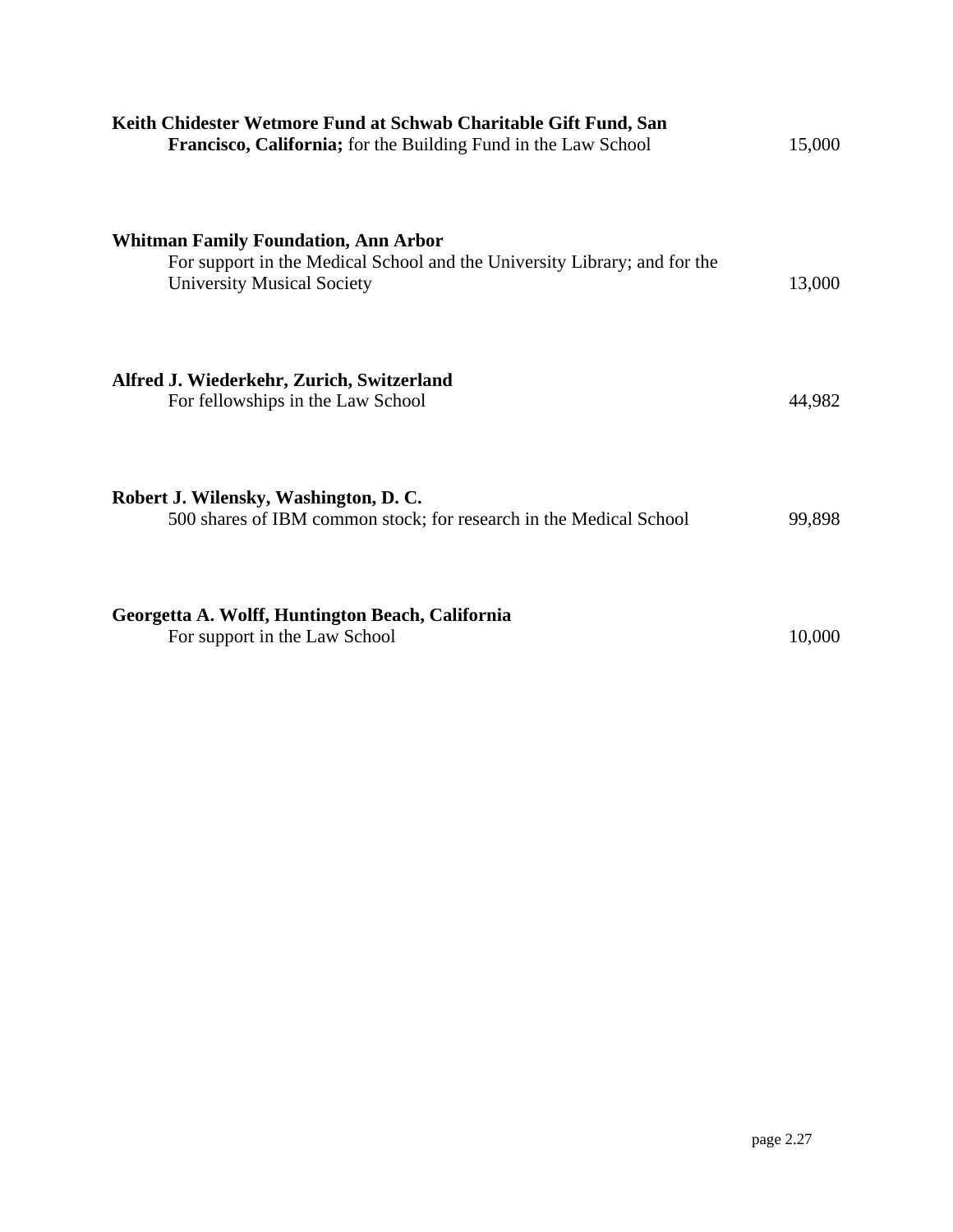**Keith Chidester Wetmore Fund at Schwab Charitable Gift Fund, San Francisco, California;** for the Building Fund in the Law School — 15,000

**Whitman Family Foundation, Ann Arbor**
For support in the Medical School and the University Library; and for the University Musical Society — 13,000

**Alfred J. Wiederkehr, Zurich, Switzerland**
For fellowships in the Law School — 44,982

**Robert J. Wilensky, Washington, D. C.**
500 shares of IBM common stock; for research in the Medical School — 99,898

**Georgetta A. Wolff, Huntington Beach, California**
For support in the Law School — 10,000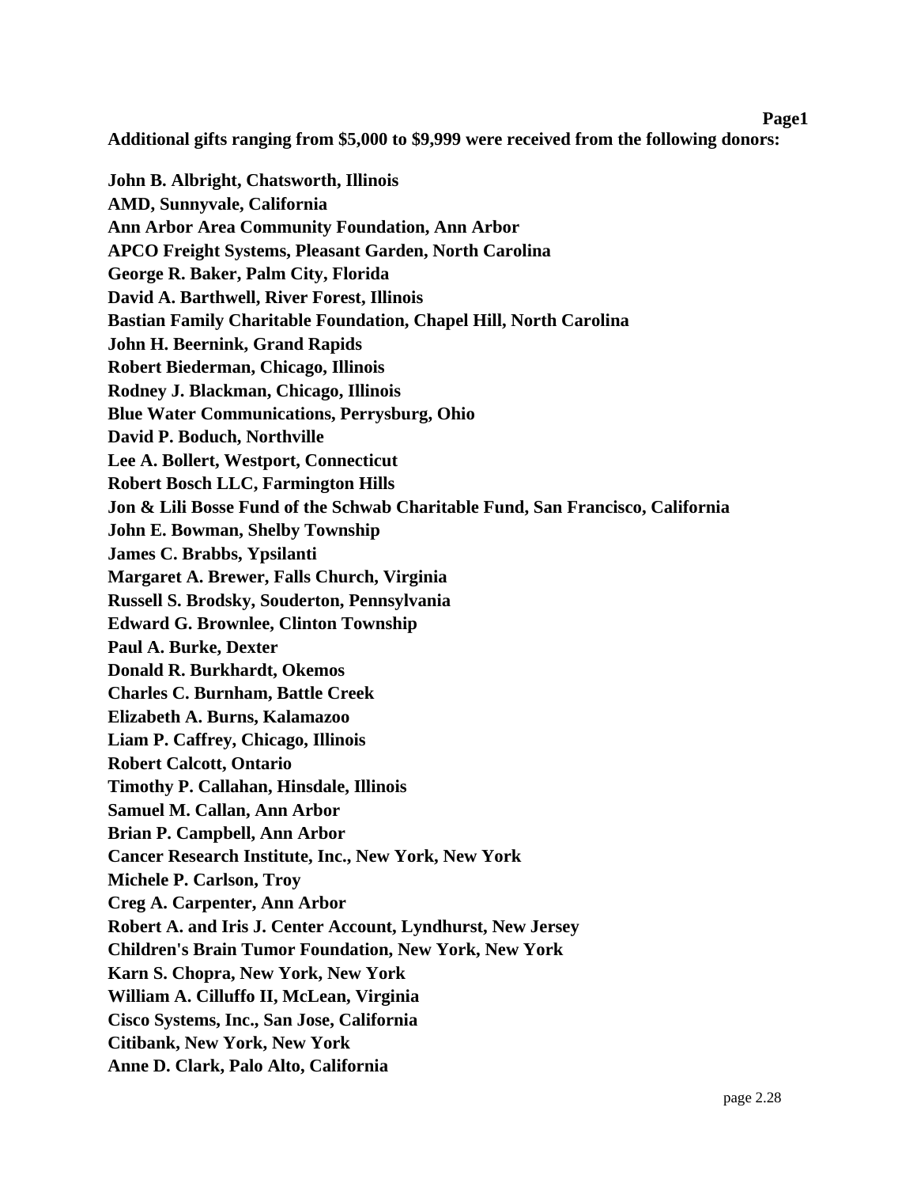**Additional gifts ranging from $5,000 to $9,999 were received from the following donors:**

**John B. Albright, Chatsworth, Illinois**
**AMD, Sunnyvale, California**
**Ann Arbor Area Community Foundation, Ann Arbor**
**APCO Freight Systems, Pleasant Garden, North Carolina**
**George R. Baker, Palm City, Florida**
**David A. Barthwell, River Forest, Illinois**
**Bastian Family Charitable Foundation, Chapel Hill, North Carolina**
**John H. Beernink, Grand Rapids**
**Robert Biederman, Chicago, Illinois**
**Rodney J. Blackman, Chicago, Illinois**
**Blue Water Communications, Perrysburg, Ohio**
**David P. Boduch, Northville**
**Lee A. Bollert, Westport, Connecticut**
**Robert Bosch LLC, Farmington Hills**
**Jon & Lili Bosse Fund of the Schwab Charitable Fund, San Francisco, California**
**John E. Bowman, Shelby Township**
**James C. Brabbs, Ypsilanti**
**Margaret A. Brewer, Falls Church, Virginia**
**Russell S. Brodsky, Souderton, Pennsylvania**
**Edward G. Brownlee, Clinton Township**
**Paul A. Burke, Dexter**
**Donald R. Burkhardt, Okemos**
**Charles C. Burnham, Battle Creek**
**Elizabeth A. Burns, Kalamazoo**
**Liam P. Caffrey, Chicago, Illinois**
**Robert Calcott, Ontario**
**Timothy P. Callahan, Hinsdale, Illinois**
**Samuel M. Callan, Ann Arbor**
**Brian P. Campbell, Ann Arbor**
**Cancer Research Institute, Inc., New York, New York**
**Michele P. Carlson, Troy**
**Creg A. Carpenter, Ann Arbor**
**Robert A. and Iris J. Center Account, Lyndhurst, New Jersey**
**Children's Brain Tumor Foundation, New York, New York**
**Karn S. Chopra, New York, New York**
**William A. Cilluffo II, McLean, Virginia**
**Cisco Systems, Inc., San Jose, California**
**Citibank, New York, New York**
**Anne D. Clark, Palo Alto, California**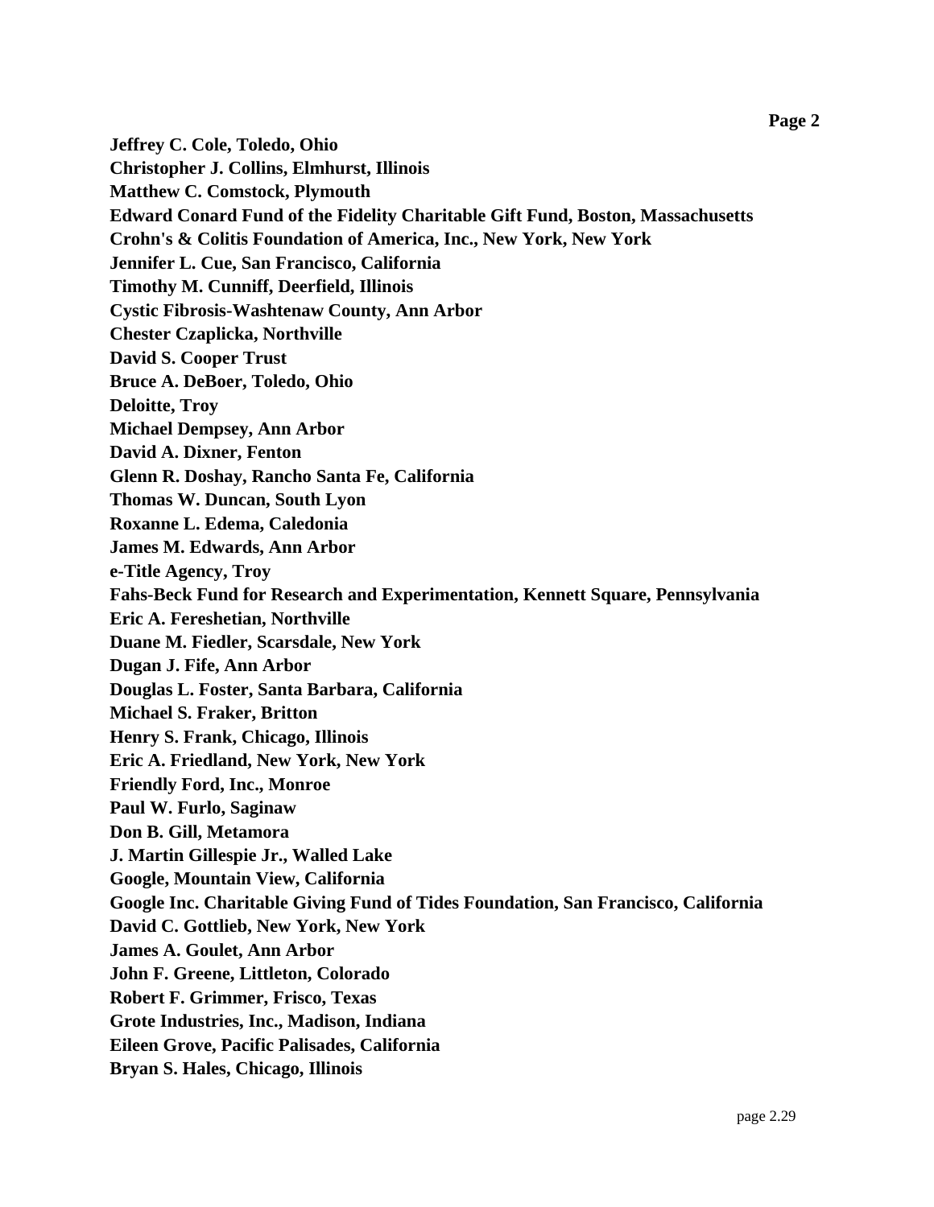**Jeffrey C. Cole, Toledo, Ohio**
**Christopher J. Collins, Elmhurst, Illinois**
**Matthew C. Comstock, Plymouth**
**Edward Conard Fund of the Fidelity Charitable Gift Fund, Boston, Massachusetts**
**Crohn's & Colitis Foundation of America, Inc., New York, New York**
**Jennifer L. Cue, San Francisco, California**
**Timothy M. Cunniff, Deerfield, Illinois**
**Cystic Fibrosis-Washtenaw County, Ann Arbor**
**Chester Czaplicka, Northville**
**David S. Cooper Trust**
**Bruce A. DeBoer, Toledo, Ohio**
**Deloitte, Troy**
**Michael Dempsey, Ann Arbor**
**David A. Dixner, Fenton**
**Glenn R. Doshay, Rancho Santa Fe, California**
**Thomas W. Duncan, South Lyon**
**Roxanne L. Edema, Caledonia**
**James M. Edwards, Ann Arbor**
**e-Title Agency, Troy**
**Fahs-Beck Fund for Research and Experimentation, Kennett Square, Pennsylvania**
**Eric A. Fereshetian, Northville**
**Duane M. Fiedler, Scarsdale, New York**
**Dugan J. Fife, Ann Arbor**
**Douglas L. Foster, Santa Barbara, California**
**Michael S. Fraker, Britton**
**Henry S. Frank, Chicago, Illinois**
**Eric A. Friedland, New York, New York**
**Friendly Ford, Inc., Monroe**
**Paul W. Furlo, Saginaw**
**Don B. Gill, Metamora**
**J. Martin Gillespie Jr., Walled Lake**
**Google, Mountain View, California**
**Google Inc. Charitable Giving Fund of Tides Foundation, San Francisco, California**
**David C. Gottlieb, New York, New York**
**James A. Goulet, Ann Arbor**
**John F. Greene, Littleton, Colorado**
**Robert F. Grimmer, Frisco, Texas**
**Grote Industries, Inc., Madison, Indiana**
**Eileen Grove, Pacific Palisades, California**
**Bryan S. Hales, Chicago, Illinois**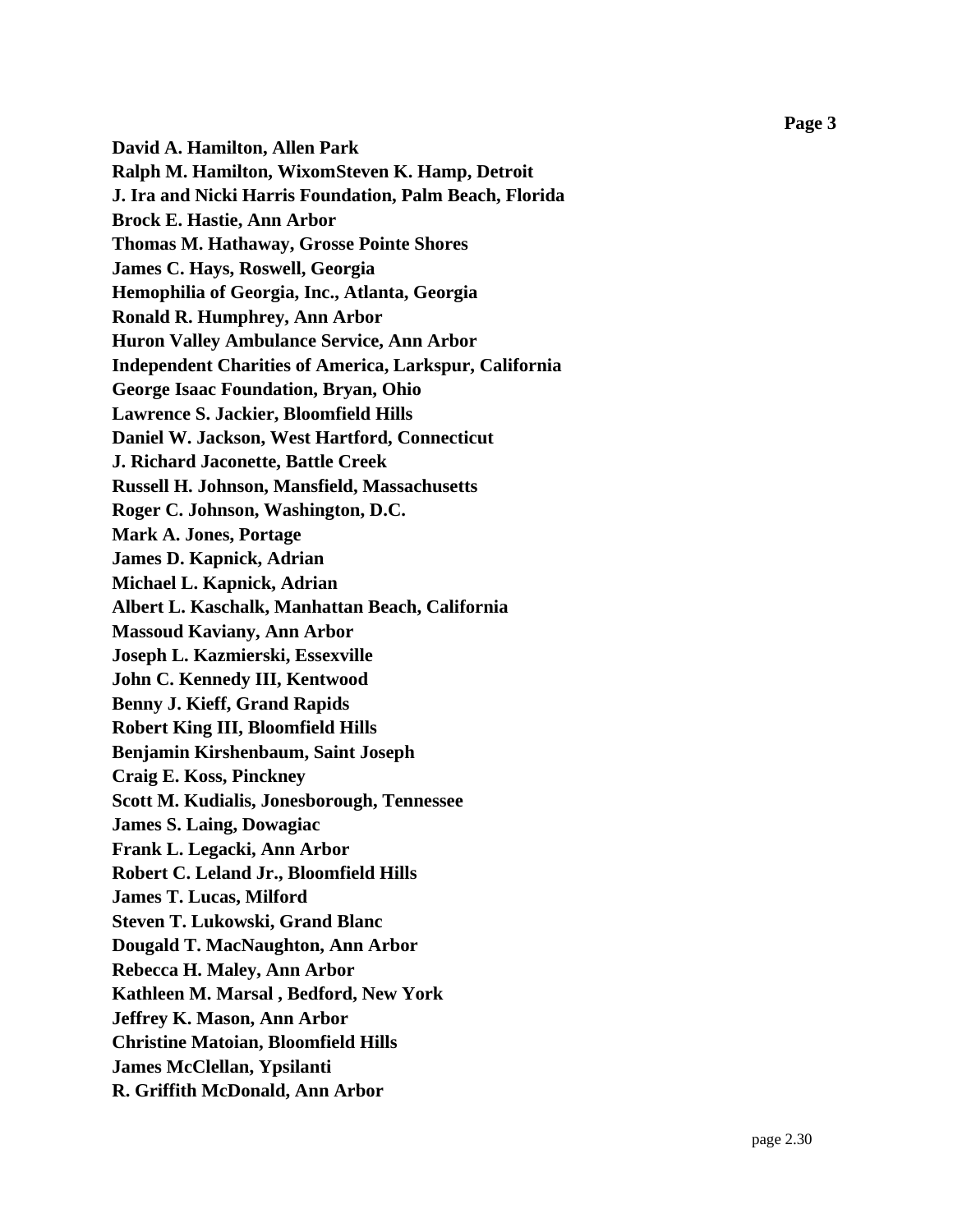**David A. Hamilton, Allen Park**
**Ralph M. Hamilton, WixomSteven K. Hamp, Detroit**
**J. Ira and Nicki Harris Foundation, Palm Beach, Florida**
**Brock E. Hastie, Ann Arbor**
**Thomas M. Hathaway, Grosse Pointe Shores**
**James C. Hays, Roswell, Georgia**
**Hemophilia of Georgia, Inc., Atlanta, Georgia**
**Ronald R. Humphrey, Ann Arbor**
**Huron Valley Ambulance Service, Ann Arbor**
**Independent Charities of America, Larkspur, California**
**George Isaac Foundation, Bryan, Ohio**
**Lawrence S. Jackier, Bloomfield Hills**
**Daniel W. Jackson, West Hartford, Connecticut**
**J. Richard Jaconette, Battle Creek**
**Russell H. Johnson, Mansfield, Massachusetts**
**Roger C. Johnson, Washington, D.C.**
**Mark A. Jones, Portage**
**James D. Kapnick, Adrian**
**Michael L. Kapnick, Adrian**
**Albert L. Kaschalk, Manhattan Beach, California**
**Massoud Kaviany, Ann Arbor**
**Joseph L. Kazmierski, Essexville**
**John C. Kennedy III, Kentwood**
**Benny J. Kieff, Grand Rapids**
**Robert King III, Bloomfield Hills**
**Benjamin Kirshenbaum, Saint Joseph**
**Craig E. Koss, Pinckney**
**Scott M. Kudialis, Jonesborough, Tennessee**
**James S. Laing, Dowagiac**
**Frank L. Legacki, Ann Arbor**
**Robert C. Leland Jr., Bloomfield Hills**
**James T. Lucas, Milford**
**Steven T. Lukowski, Grand Blanc**
**Dougald T. MacNaughton, Ann Arbor**
**Rebecca H. Maley, Ann Arbor**
**Kathleen M. Marsal , Bedford, New York**
**Jeffrey K. Mason, Ann Arbor**
**Christine Matoian, Bloomfield Hills**
**James McClellan, Ypsilanti**
**R. Griffith McDonald, Ann Arbor**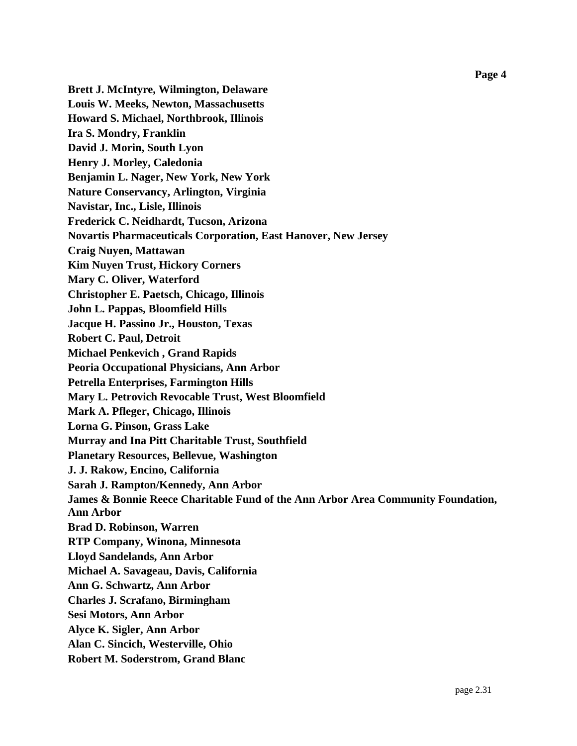**Brett J. McIntyre, Wilmington, Delaware**
**Louis W. Meeks, Newton, Massachusetts**
**Howard S. Michael, Northbrook, Illinois**
**Ira S. Mondry, Franklin**
**David J. Morin, South Lyon**
**Henry J. Morley, Caledonia**
**Benjamin L. Nager, New York, New York**
**Nature Conservancy, Arlington, Virginia**
**Navistar, Inc., Lisle, Illinois**
**Frederick C. Neidhardt, Tucson, Arizona**
**Novartis Pharmaceuticals Corporation, East Hanover, New Jersey**
**Craig Nuyen, Mattawan**
**Kim Nuyen Trust, Hickory Corners**
**Mary C. Oliver, Waterford**
**Christopher E. Paetsch, Chicago, Illinois**
**John L. Pappas, Bloomfield Hills**
**Jacque H. Passino Jr., Houston, Texas**
**Robert C. Paul, Detroit**
**Michael Penkevich , Grand Rapids**
**Peoria Occupational Physicians, Ann Arbor**
**Petrella Enterprises, Farmington Hills**
**Mary L. Petrovich Revocable Trust, West Bloomfield**
**Mark A. Pfleger, Chicago, Illinois**
**Lorna G. Pinson, Grass Lake**
**Murray and Ina Pitt Charitable Trust, Southfield**
**Planetary Resources, Bellevue, Washington**
**J. J. Rakow, Encino, California**
**Sarah J. Rampton/Kennedy, Ann Arbor**
**James & Bonnie Reece Charitable Fund of the Ann Arbor Area Community Foundation, Ann Arbor**
**Brad D. Robinson, Warren**
**RTP Company, Winona, Minnesota**
**Lloyd Sandelands, Ann Arbor**
**Michael A. Savageau, Davis, California**
**Ann G. Schwartz, Ann Arbor**
**Charles J. Scrafano, Birmingham**
**Sesi Motors, Ann Arbor**
**Alyce K. Sigler, Ann Arbor**
**Alan C. Sincich, Westerville, Ohio**
**Robert M. Soderstrom, Grand Blanc**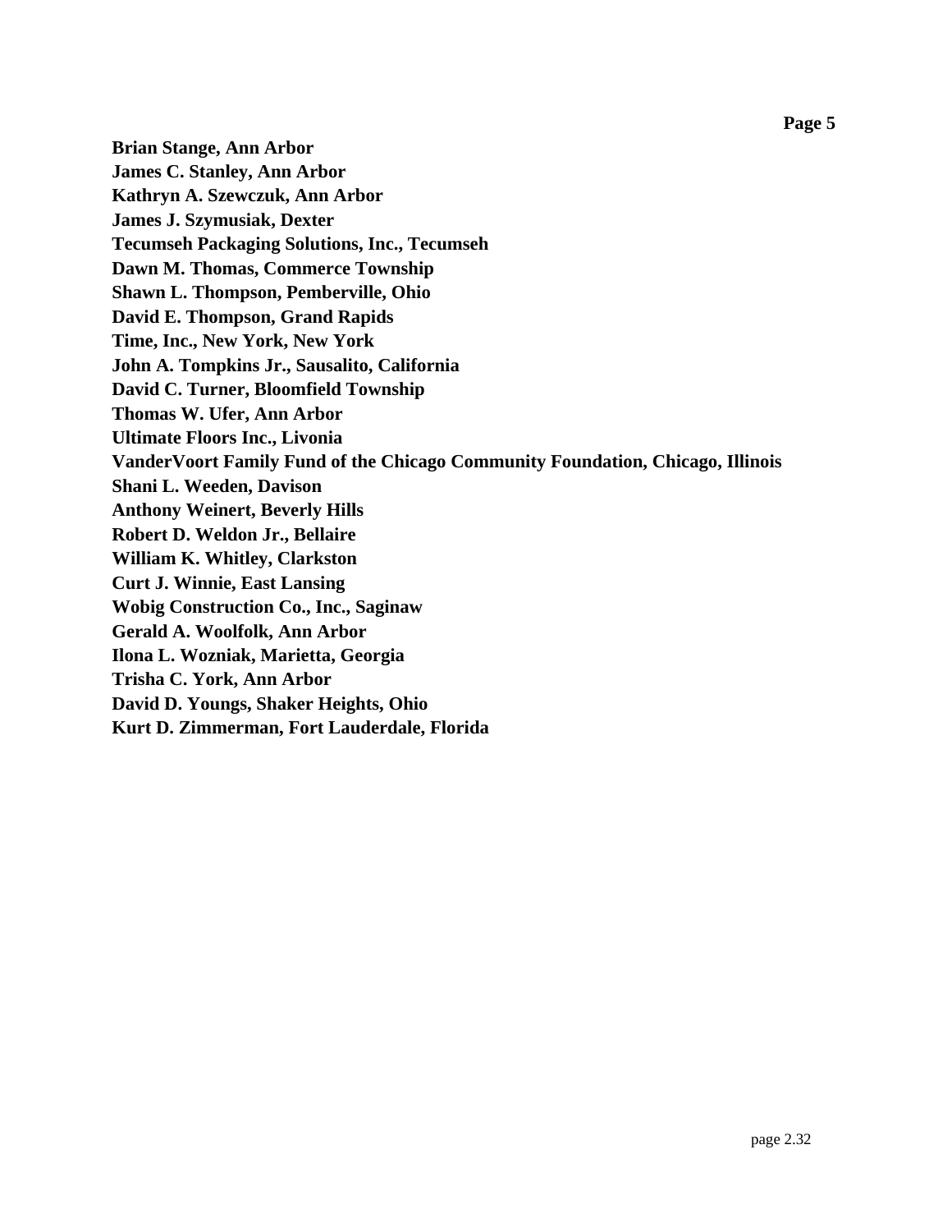**Brian Stange, Ann Arbor**
**James C. Stanley, Ann Arbor**
**Kathryn A. Szewczuk, Ann Arbor**
**James J. Szymusiak, Dexter**
**Tecumseh Packaging Solutions, Inc., Tecumseh**
**Dawn M. Thomas, Commerce Township**
**Shawn L. Thompson, Pemberville, Ohio**
**David E. Thompson, Grand Rapids**
**Time, Inc., New York, New York**
**John A. Tompkins Jr., Sausalito, California**
**David C. Turner, Bloomfield Township**
**Thomas W. Ufer, Ann Arbor**
**Ultimate Floors Inc., Livonia**
**VanderVoort Family Fund of the Chicago Community Foundation, Chicago, Illinois**
**Shani L. Weeden, Davison**
**Anthony Weinert, Beverly Hills**
**Robert D. Weldon Jr., Bellaire**
**William K. Whitley, Clarkston**
**Curt J. Winnie, East Lansing**
**Wobig Construction Co., Inc., Saginaw**
**Gerald A. Woolfolk, Ann Arbor**
**Ilona L. Wozniak, Marietta, Georgia**
**Trisha C. York, Ann Arbor**
**David D. Youngs, Shaker Heights, Ohio**
**Kurt D. Zimmerman, Fort Lauderdale, Florida**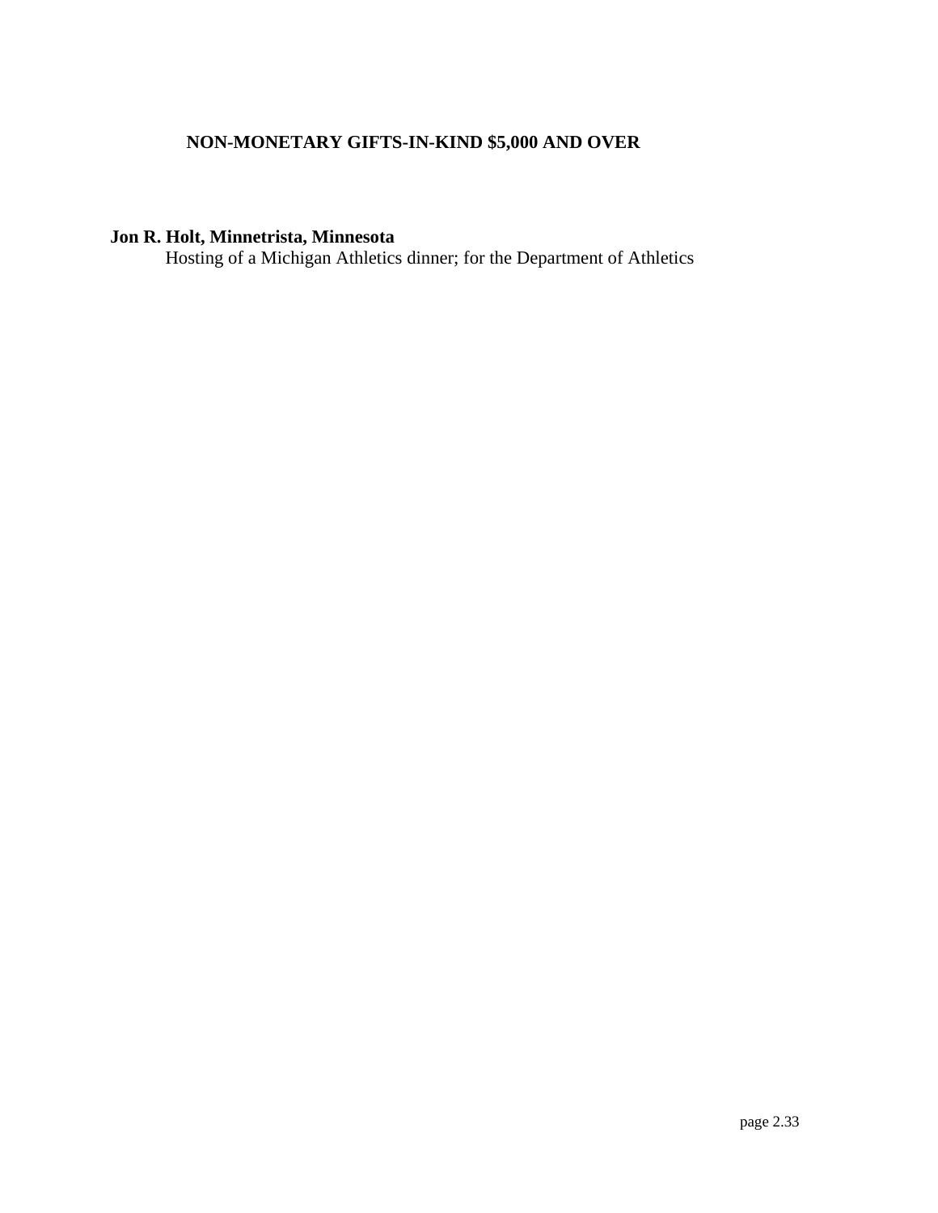## NON-MONETARY GIFTS-IN-KIND $5,000 AND OVER

**Jon R. Holt, Minnetrista, Minnesota**
Hosting of a Michigan Athletics dinner; for the Department of Athletics